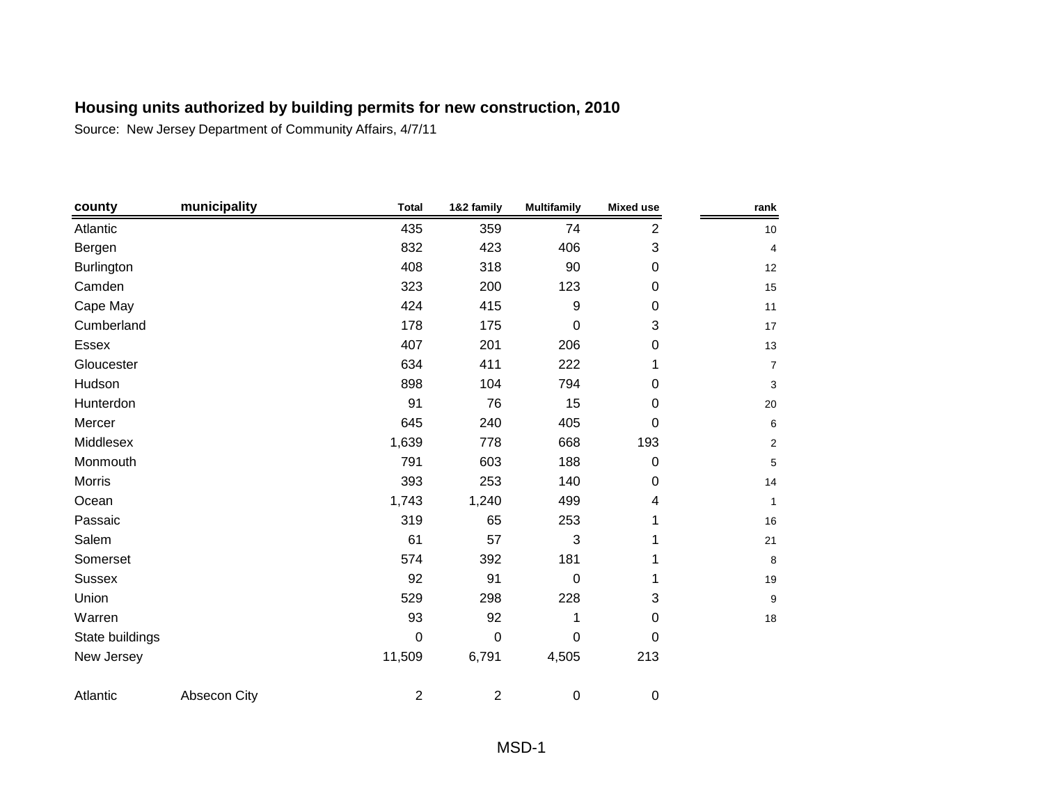**Housing units authorized by building permits for new construction, 2010**

Source: New Jersey Department of Community Affairs, 4/7/11

| county | municipality | Total | 1&2 family | Multifamily | Mixed use | rank |
|---|---|---|---|---|---|---|
| Atlantic | | 435 | 359 | 74 | 2 | 10 |
| Bergen | | 832 | 423 | 406 | 3 | 4 |
| Burlington | | 408 | 318 | 90 | 0 | 12 |
| Camden | | 323 | 200 | 123 | 0 | 15 |
| Cape May | | 424 | 415 | 9 | 0 | 11 |
| Cumberland | | 178 | 175 | 0 | 3 | 17 |
| Essex | | 407 | 201 | 206 | 0 | 13 |
| Gloucester | | 634 | 411 | 222 | 1 | 7 |
| Hudson | | 898 | 104 | 794 | 0 | 3 |
| Hunterdon | | 91 | 76 | 15 | 0 | 20 |
| Mercer | | 645 | 240 | 405 | 0 | 6 |
| Middlesex | | 1,639 | 778 | 668 | 193 | 2 |
| Monmouth | | 791 | 603 | 188 | 0 | 5 |
| Morris | | 393 | 253 | 140 | 0 | 14 |
| Ocean | | 1,743 | 1,240 | 499 | 4 | 1 |
| Passaic | | 319 | 65 | 253 | 1 | 16 |
| Salem | | 61 | 57 | 3 | 1 | 21 |
| Somerset | | 574 | 392 | 181 | 1 | 8 |
| Sussex | | 92 | 91 | 0 | 1 | 19 |
| Union | | 529 | 298 | 228 | 3 | 9 |
| Warren | | 93 | 92 | 1 | 0 | 18 |
| State buildings | | 0 | 0 | 0 | 0 | |
| New Jersey | | 11,509 | 6,791 | 4,505 | 213 | |
| | | | | | | |
| Atlantic | Absecon City | 2 | 2 | 0 | 0 | |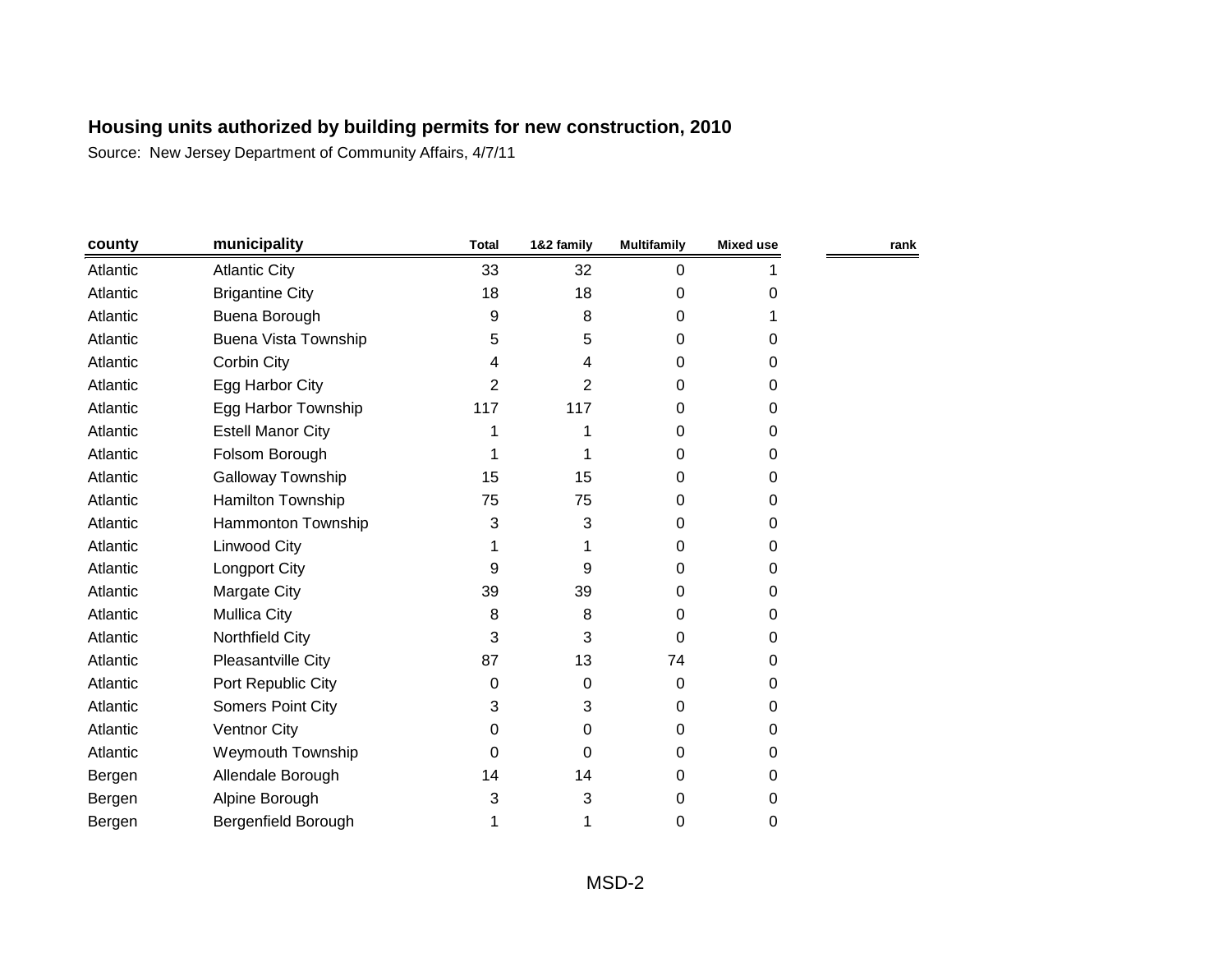## Housing units authorized by building permits for new construction, 2010

Source: New Jersey Department of Community Affairs, 4/7/11

| county | municipality | Total | 1&2 family | Multifamily | Mixed use | rank |
|---|---|---|---|---|---|---|
| Atlantic | Atlantic City | 33 | 32 | 0 | 1 | |
| Atlantic | Brigantine City | 18 | 18 | 0 | 0 | |
| Atlantic | Buena Borough | 9 | 8 | 0 | 1 | |
| Atlantic | Buena Vista Township | 5 | 5 | 0 | 0 | |
| Atlantic | Corbin City | 4 | 4 | 0 | 0 | |
| Atlantic | Egg Harbor City | 2 | 2 | 0 | 0 | |
| Atlantic | Egg Harbor Township | 117 | 117 | 0 | 0 | |
| Atlantic | Estell Manor City | 1 | 1 | 0 | 0 | |
| Atlantic | Folsom Borough | 1 | 1 | 0 | 0 | |
| Atlantic | Galloway Township | 15 | 15 | 0 | 0 | |
| Atlantic | Hamilton Township | 75 | 75 | 0 | 0 | |
| Atlantic | Hammonton Township | 3 | 3 | 0 | 0 | |
| Atlantic | Linwood City | 1 | 1 | 0 | 0 | |
| Atlantic | Longport City | 9 | 9 | 0 | 0 | |
| Atlantic | Margate City | 39 | 39 | 0 | 0 | |
| Atlantic | Mullica City | 8 | 8 | 0 | 0 | |
| Atlantic | Northfield City | 3 | 3 | 0 | 0 | |
| Atlantic | Pleasantville City | 87 | 13 | 74 | 0 | |
| Atlantic | Port Republic City | 0 | 0 | 0 | 0 | |
| Atlantic | Somers Point City | 3 | 3 | 0 | 0 | |
| Atlantic | Ventnor City | 0 | 0 | 0 | 0 | |
| Atlantic | Weymouth Township | 0 | 0 | 0 | 0 | |
| Bergen | Allendale Borough | 14 | 14 | 0 | 0 | |
| Bergen | Alpine Borough | 3 | 3 | 0 | 0 | |
| Bergen | Bergenfield Borough | 1 | 1 | 0 | 0 | |

MSD-2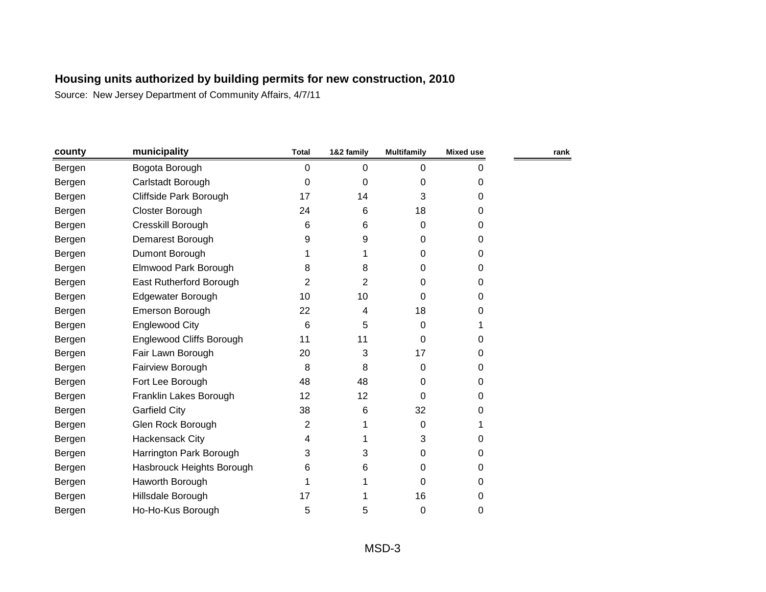**Housing units authorized by building permits for new construction, 2010**

Source: New Jersey Department of Community Affairs, 4/7/11

| county | municipality | Total | 1&2 family | Multifamily | Mixed use | rank |
|---|---|---|---|---|---|---|
| Bergen | Bogota Borough | 0 | 0 | 0 | 0 | |
| Bergen | Carlstadt Borough | 0 | 0 | 0 | 0 | |
| Bergen | Cliffside Park Borough | 17 | 14 | 3 | 0 | |
| Bergen | Closter Borough | 24 | 6 | 18 | 0 | |
| Bergen | Cresskill Borough | 6 | 6 | 0 | 0 | |
| Bergen | Demarest Borough | 9 | 9 | 0 | 0 | |
| Bergen | Dumont Borough | 1 | 1 | 0 | 0 | |
| Bergen | Elmwood Park Borough | 8 | 8 | 0 | 0 | |
| Bergen | East Rutherford Borough | 2 | 2 | 0 | 0 | |
| Bergen | Edgewater Borough | 10 | 10 | 0 | 0 | |
| Bergen | Emerson Borough | 22 | 4 | 18 | 0 | |
| Bergen | Englewood City | 6 | 5 | 0 | 1 | |
| Bergen | Englewood Cliffs Borough | 11 | 11 | 0 | 0 | |
| Bergen | Fair Lawn Borough | 20 | 3 | 17 | 0 | |
| Bergen | Fairview Borough | 8 | 8 | 0 | 0 | |
| Bergen | Fort Lee Borough | 48 | 48 | 0 | 0 | |
| Bergen | Franklin Lakes Borough | 12 | 12 | 0 | 0 | |
| Bergen | Garfield City | 38 | 6 | 32 | 0 | |
| Bergen | Glen Rock Borough | 2 | 1 | 0 | 1 | |
| Bergen | Hackensack City | 4 | 1 | 3 | 0 | |
| Bergen | Harrington Park Borough | 3 | 3 | 0 | 0 | |
| Bergen | Hasbrouck Heights Borough | 6 | 6 | 0 | 0 | |
| Bergen | Haworth Borough | 1 | 1 | 0 | 0 | |
| Bergen | Hillsdale Borough | 17 | 1 | 16 | 0 | |
| Bergen | Ho-Ho-Kus Borough | 5 | 5 | 0 | 0 | |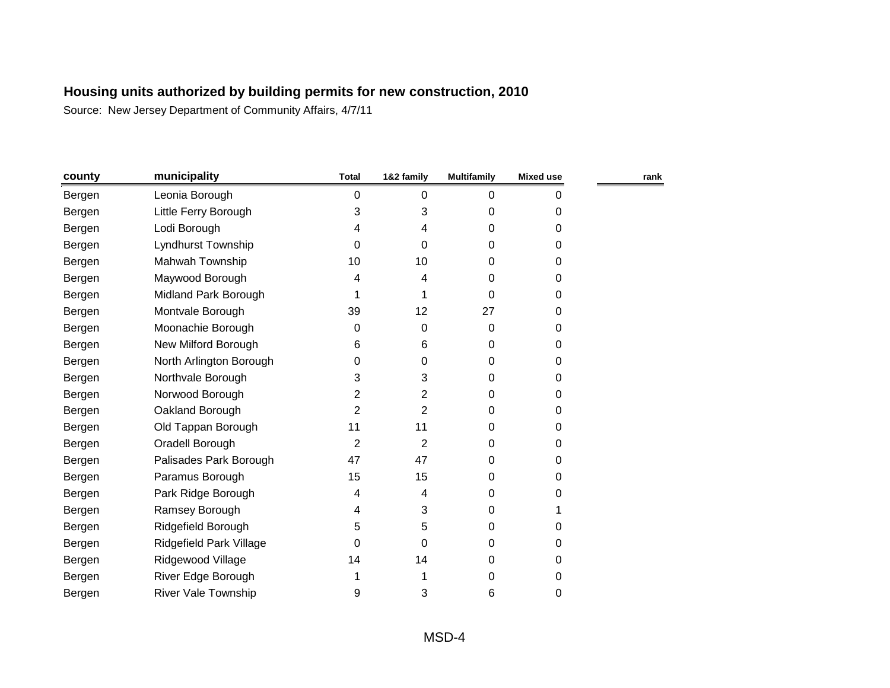## Housing units authorized by building permits for new construction, 2010

Source: New Jersey Department of Community Affairs, 4/7/11

| county | municipality | Total | 1&2 family | Multifamily | Mixed use | rank |
|---|---|---|---|---|---|---|
| Bergen | Leonia Borough | 0 | 0 | 0 | 0 | |
| Bergen | Little Ferry Borough | 3 | 3 | 0 | 0 | |
| Bergen | Lodi Borough | 4 | 4 | 0 | 0 | |
| Bergen | Lyndhurst Township | 0 | 0 | 0 | 0 | |
| Bergen | Mahwah Township | 10 | 10 | 0 | 0 | |
| Bergen | Maywood Borough | 4 | 4 | 0 | 0 | |
| Bergen | Midland Park Borough | 1 | 1 | 0 | 0 | |
| Bergen | Montvale Borough | 39 | 12 | 27 | 0 | |
| Bergen | Moonachie Borough | 0 | 0 | 0 | 0 | |
| Bergen | New Milford Borough | 6 | 6 | 0 | 0 | |
| Bergen | North Arlington Borough | 0 | 0 | 0 | 0 | |
| Bergen | Northvale Borough | 3 | 3 | 0 | 0 | |
| Bergen | Norwood Borough | 2 | 2 | 0 | 0 | |
| Bergen | Oakland Borough | 2 | 2 | 0 | 0 | |
| Bergen | Old Tappan Borough | 11 | 11 | 0 | 0 | |
| Bergen | Oradell Borough | 2 | 2 | 0 | 0 | |
| Bergen | Palisades Park Borough | 47 | 47 | 0 | 0 | |
| Bergen | Paramus Borough | 15 | 15 | 0 | 0 | |
| Bergen | Park Ridge Borough | 4 | 4 | 0 | 0 | |
| Bergen | Ramsey Borough | 4 | 3 | 0 | 1 | |
| Bergen | Ridgefield Borough | 5 | 5 | 0 | 0 | |
| Bergen | Ridgefield Park Village | 0 | 0 | 0 | 0 | |
| Bergen | Ridgewood Village | 14 | 14 | 0 | 0 | |
| Bergen | River Edge Borough | 1 | 1 | 0 | 0 | |
| Bergen | River Vale Township | 9 | 3 | 6 | 0 | |

MSD-4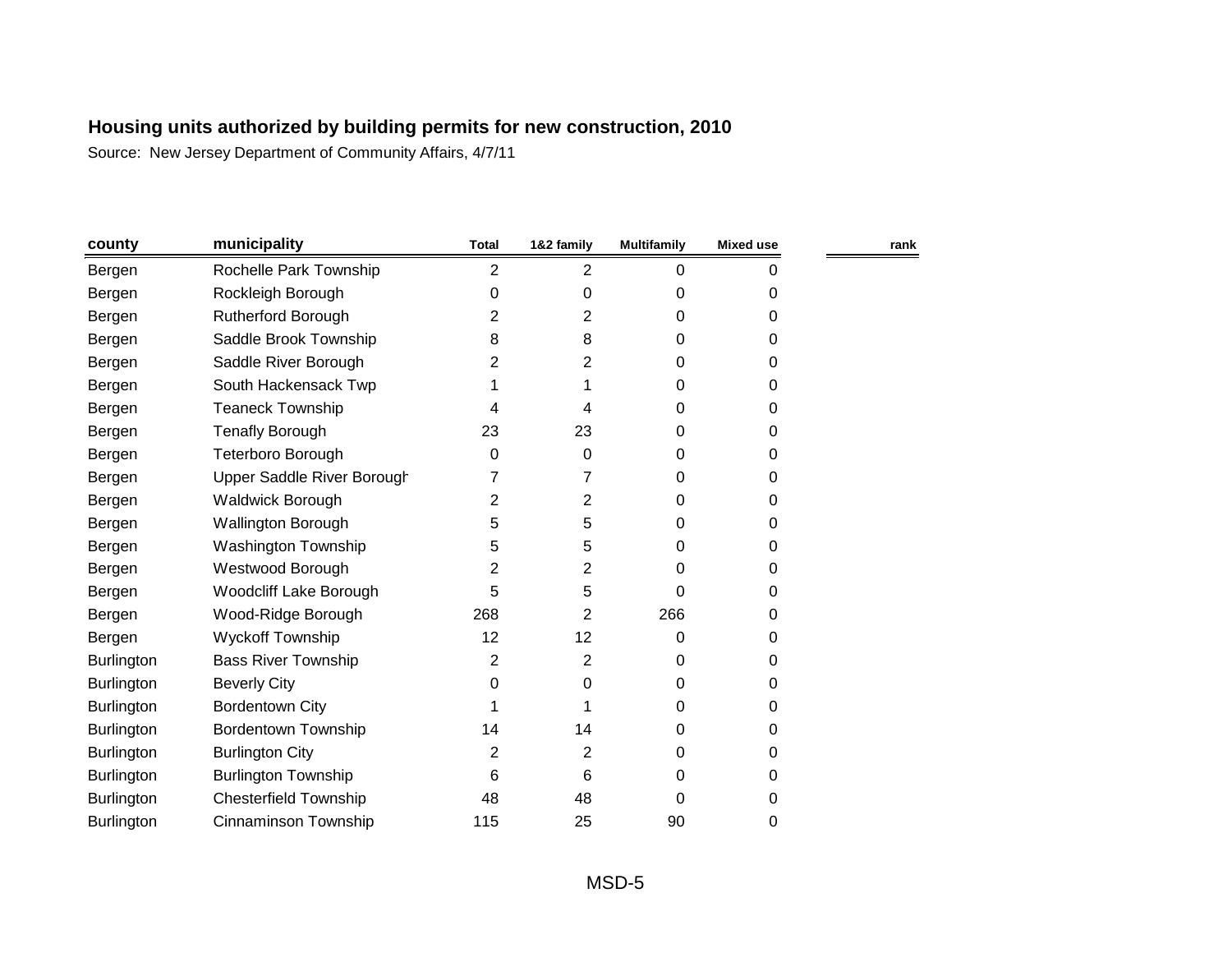## Housing units authorized by building permits for new construction, 2010

Source: New Jersey Department of Community Affairs, 4/7/11

| county | municipality | Total | 1&2 family | Multifamily | Mixed use | rank |
|---|---|---|---|---|---|---|
| Bergen | Rochelle Park Township | 2 | 2 | 0 | 0 | |
| Bergen | Rockleigh Borough | 0 | 0 | 0 | 0 | |
| Bergen | Rutherford Borough | 2 | 2 | 0 | 0 | |
| Bergen | Saddle Brook Township | 8 | 8 | 0 | 0 | |
| Bergen | Saddle River Borough | 2 | 2 | 0 | 0 | |
| Bergen | South Hackensack Twp | 1 | 1 | 0 | 0 | |
| Bergen | Teaneck Township | 4 | 4 | 0 | 0 | |
| Bergen | Tenafly Borough | 23 | 23 | 0 | 0 | |
| Bergen | Teterboro Borough | 0 | 0 | 0 | 0 | |
| Bergen | Upper Saddle River Borough | 7 | 7 | 0 | 0 | |
| Bergen | Waldwick Borough | 2 | 2 | 0 | 0 | |
| Bergen | Wallington Borough | 5 | 5 | 0 | 0 | |
| Bergen | Washington Township | 5 | 5 | 0 | 0 | |
| Bergen | Westwood Borough | 2 | 2 | 0 | 0 | |
| Bergen | Woodcliff Lake Borough | 5 | 5 | 0 | 0 | |
| Bergen | Wood-Ridge Borough | 268 | 2 | 266 | 0 | |
| Bergen | Wyckoff Township | 12 | 12 | 0 | 0 | |
| Burlington | Bass River Township | 2 | 2 | 0 | 0 | |
| Burlington | Beverly City | 0 | 0 | 0 | 0 | |
| Burlington | Bordentown City | 1 | 1 | 0 | 0 | |
| Burlington | Bordentown Township | 14 | 14 | 0 | 0 | |
| Burlington | Burlington City | 2 | 2 | 0 | 0 | |
| Burlington | Burlington Township | 6 | 6 | 0 | 0 | |
| Burlington | Chesterfield Township | 48 | 48 | 0 | 0 | |
| Burlington | Cinnaminson Township | 115 | 25 | 90 | 0 | |

MSD-5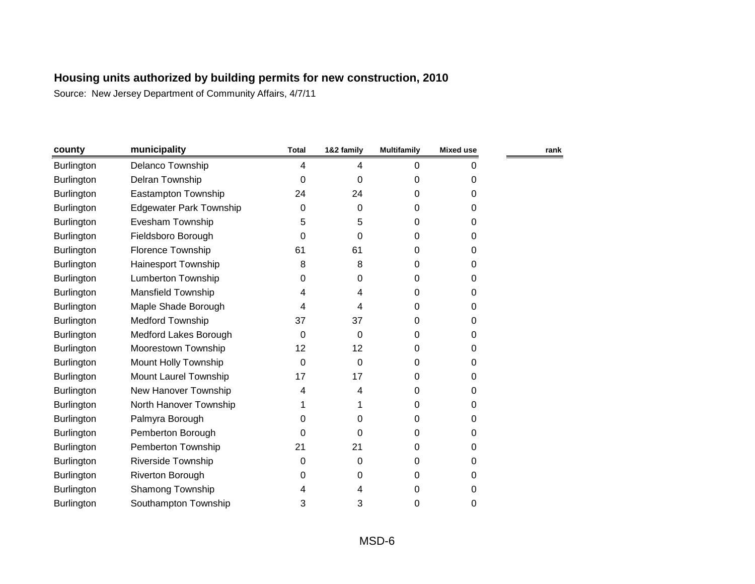**Housing units authorized by building permits for new construction, 2010**

Source: New Jersey Department of Community Affairs, 4/7/11

| county | municipality | Total | 1&2 family | Multifamily | Mixed use | rank |
|---|---|---|---|---|---|---|
| Burlington | Delanco Township | 4 | 4 | 0 | 0 | |
| Burlington | Delran Township | 0 | 0 | 0 | 0 | |
| Burlington | Eastampton Township | 24 | 24 | 0 | 0 | |
| Burlington | Edgewater Park Township | 0 | 0 | 0 | 0 | |
| Burlington | Evesham Township | 5 | 5 | 0 | 0 | |
| Burlington | Fieldsboro Borough | 0 | 0 | 0 | 0 | |
| Burlington | Florence Township | 61 | 61 | 0 | 0 | |
| Burlington | Hainesport Township | 8 | 8 | 0 | 0 | |
| Burlington | Lumberton Township | 0 | 0 | 0 | 0 | |
| Burlington | Mansfield Township | 4 | 4 | 0 | 0 | |
| Burlington | Maple Shade Borough | 4 | 4 | 0 | 0 | |
| Burlington | Medford Township | 37 | 37 | 0 | 0 | |
| Burlington | Medford Lakes Borough | 0 | 0 | 0 | 0 | |
| Burlington | Moorestown Township | 12 | 12 | 0 | 0 | |
| Burlington | Mount Holly Township | 0 | 0 | 0 | 0 | |
| Burlington | Mount Laurel Township | 17 | 17 | 0 | 0 | |
| Burlington | New Hanover Township | 4 | 4 | 0 | 0 | |
| Burlington | North Hanover Township | 1 | 1 | 0 | 0 | |
| Burlington | Palmyra Borough | 0 | 0 | 0 | 0 | |
| Burlington | Pemberton Borough | 0 | 0 | 0 | 0 | |
| Burlington | Pemberton Township | 21 | 21 | 0 | 0 | |
| Burlington | Riverside Township | 0 | 0 | 0 | 0 | |
| Burlington | Riverton Borough | 0 | 0 | 0 | 0 | |
| Burlington | Shamong Township | 4 | 4 | 0 | 0 | |
| Burlington | Southampton Township | 3 | 3 | 0 | 0 | |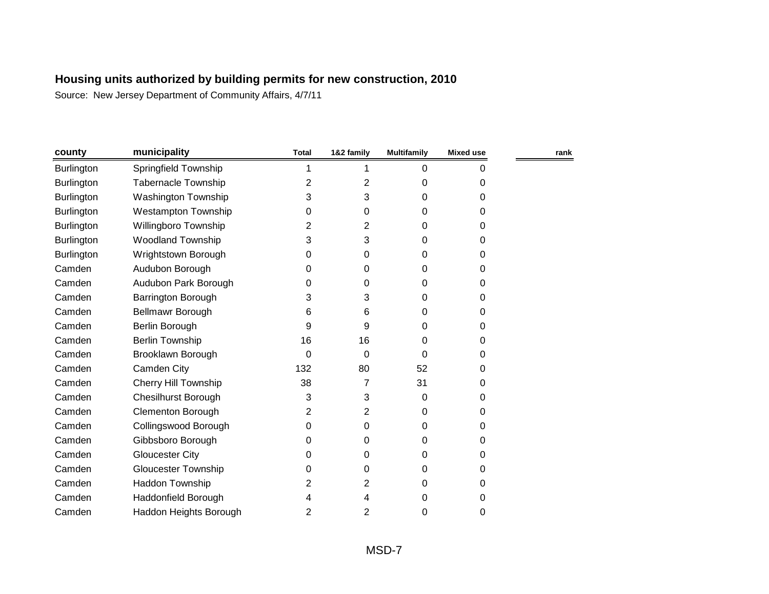**Housing units authorized by building permits for new construction, 2010**

Source: New Jersey Department of Community Affairs, 4/7/11

| county | municipality | Total | 1&2 family | Multifamily | Mixed use | rank |
|---|---|---|---|---|---|---|
| Burlington | Springfield Township | 1 | 1 | 0 | 0 | |
| Burlington | Tabernacle Township | 2 | 2 | 0 | 0 | |
| Burlington | Washington Township | 3 | 3 | 0 | 0 | |
| Burlington | Westampton Township | 0 | 0 | 0 | 0 | |
| Burlington | Willingboro Township | 2 | 2 | 0 | 0 | |
| Burlington | Woodland Township | 3 | 3 | 0 | 0 | |
| Burlington | Wrightstown Borough | 0 | 0 | 0 | 0 | |
| Camden | Audubon Borough | 0 | 0 | 0 | 0 | |
| Camden | Audubon Park Borough | 0 | 0 | 0 | 0 | |
| Camden | Barrington Borough | 3 | 3 | 0 | 0 | |
| Camden | Bellmawr Borough | 6 | 6 | 0 | 0 | |
| Camden | Berlin Borough | 9 | 9 | 0 | 0 | |
| Camden | Berlin Township | 16 | 16 | 0 | 0 | |
| Camden | Brooklawn Borough | 0 | 0 | 0 | 0 | |
| Camden | Camden City | 132 | 80 | 52 | 0 | |
| Camden | Cherry Hill Township | 38 | 7 | 31 | 0 | |
| Camden | Chesilhurst Borough | 3 | 3 | 0 | 0 | |
| Camden | Clementon Borough | 2 | 2 | 0 | 0 | |
| Camden | Collingswood Borough | 0 | 0 | 0 | 0 | |
| Camden | Gibbsboro Borough | 0 | 0 | 0 | 0 | |
| Camden | Gloucester City | 0 | 0 | 0 | 0 | |
| Camden | Gloucester Township | 0 | 0 | 0 | 0 | |
| Camden | Haddon Township | 2 | 2 | 0 | 0 | |
| Camden | Haddonfield Borough | 4 | 4 | 0 | 0 | |
| Camden | Haddon Heights Borough | 2 | 2 | 0 | 0 | |

MSD-7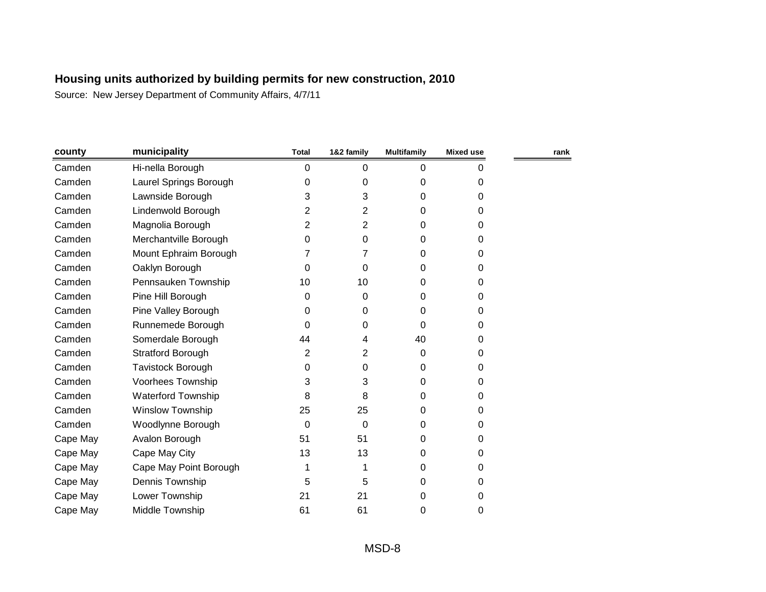# Housing units authorized by building permits for new construction, 2010

Source: New Jersey Department of Community Affairs, 4/7/11

| county | municipality | Total | 1&2 family | Multifamily | Mixed use | rank |
|---|---|---|---|---|---|---|
| Camden | Hi-nella Borough | 0 | 0 | 0 | 0 | |
| Camden | Laurel Springs Borough | 0 | 0 | 0 | 0 | |
| Camden | Lawnside Borough | 3 | 3 | 0 | 0 | |
| Camden | Lindenwold Borough | 2 | 2 | 0 | 0 | |
| Camden | Magnolia Borough | 2 | 2 | 0 | 0 | |
| Camden | Merchantville Borough | 0 | 0 | 0 | 0 | |
| Camden | Mount Ephraim Borough | 7 | 7 | 0 | 0 | |
| Camden | Oaklyn Borough | 0 | 0 | 0 | 0 | |
| Camden | Pennsauken Township | 10 | 10 | 0 | 0 | |
| Camden | Pine Hill Borough | 0 | 0 | 0 | 0 | |
| Camden | Pine Valley Borough | 0 | 0 | 0 | 0 | |
| Camden | Runnemede Borough | 0 | 0 | 0 | 0 | |
| Camden | Somerdale Borough | 44 | 4 | 40 | 0 | |
| Camden | Stratford Borough | 2 | 2 | 0 | 0 | |
| Camden | Tavistock Borough | 0 | 0 | 0 | 0 | |
| Camden | Voorhees Township | 3 | 3 | 0 | 0 | |
| Camden | Waterford Township | 8 | 8 | 0 | 0 | |
| Camden | Winslow Township | 25 | 25 | 0 | 0 | |
| Camden | Woodlynne Borough | 0 | 0 | 0 | 0 | |
| Cape May | Avalon Borough | 51 | 51 | 0 | 0 | |
| Cape May | Cape May City | 13 | 13 | 0 | 0 | |
| Cape May | Cape May Point Borough | 1 | 1 | 0 | 0 | |
| Cape May | Dennis Township | 5 | 5 | 0 | 0 | |
| Cape May | Lower Township | 21 | 21 | 0 | 0 | |
| Cape May | Middle Township | 61 | 61 | 0 | 0 | |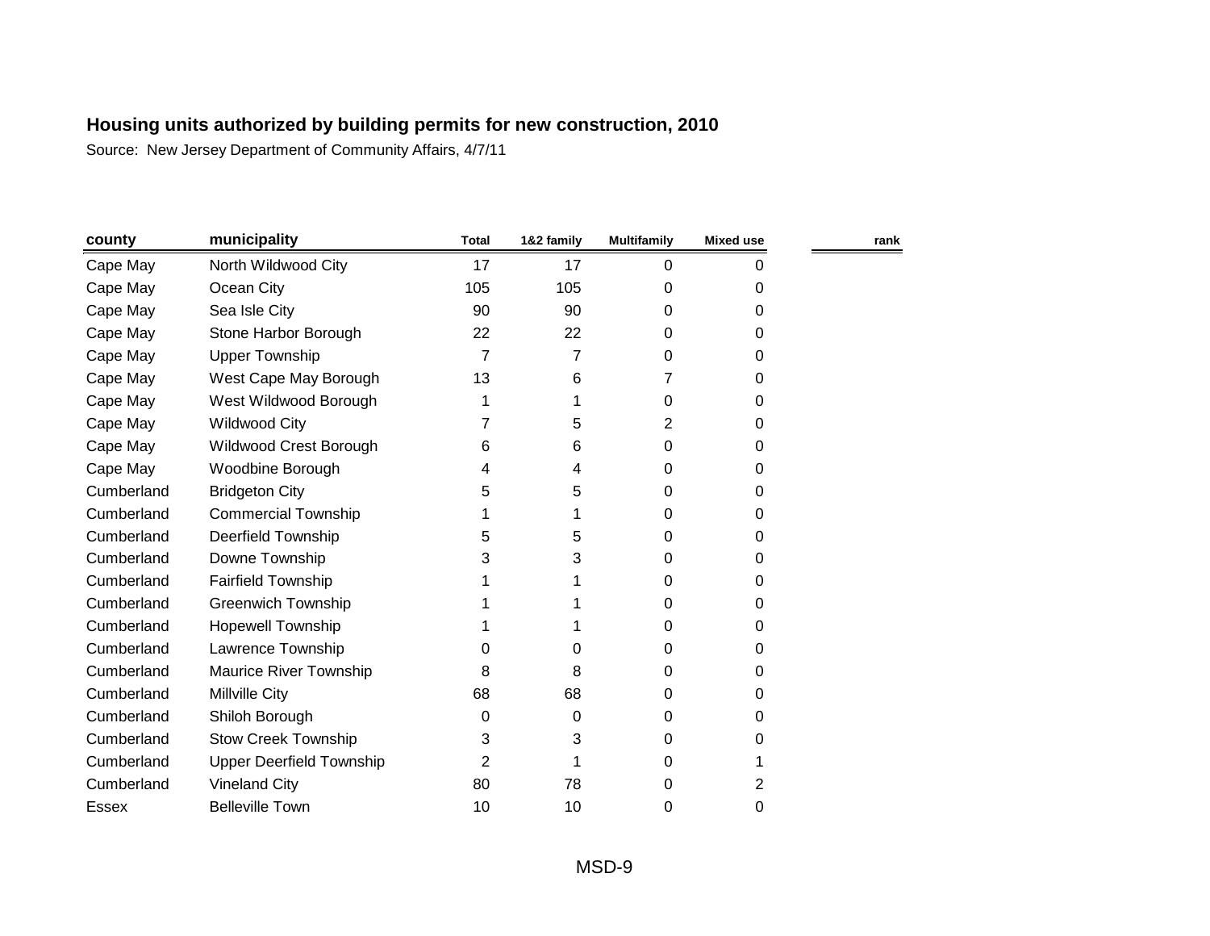**Housing units authorized by building permits for new construction, 2010**

Source: New Jersey Department of Community Affairs, 4/7/11

| county | municipality | Total | 1&2 family | Multifamily | Mixed use | rank |
|---|---|---|---|---|---|---|
| Cape May | North Wildwood City | 17 | 17 | 0 | 0 | |
| Cape May | Ocean City | 105 | 105 | 0 | 0 | |
| Cape May | Sea Isle City | 90 | 90 | 0 | 0 | |
| Cape May | Stone Harbor Borough | 22 | 22 | 0 | 0 | |
| Cape May | Upper Township | 7 | 7 | 0 | 0 | |
| Cape May | West Cape May Borough | 13 | 6 | 7 | 0 | |
| Cape May | West Wildwood Borough | 1 | 1 | 0 | 0 | |
| Cape May | Wildwood City | 7 | 5 | 2 | 0 | |
| Cape May | Wildwood Crest Borough | 6 | 6 | 0 | 0 | |
| Cape May | Woodbine Borough | 4 | 4 | 0 | 0 | |
| Cumberland | Bridgeton City | 5 | 5 | 0 | 0 | |
| Cumberland | Commercial Township | 1 | 1 | 0 | 0 | |
| Cumberland | Deerfield Township | 5 | 5 | 0 | 0 | |
| Cumberland | Downe Township | 3 | 3 | 0 | 0 | |
| Cumberland | Fairfield Township | 1 | 1 | 0 | 0 | |
| Cumberland | Greenwich Township | 1 | 1 | 0 | 0 | |
| Cumberland | Hopewell Township | 1 | 1 | 0 | 0 | |
| Cumberland | Lawrence Township | 0 | 0 | 0 | 0 | |
| Cumberland | Maurice River Township | 8 | 8 | 0 | 0 | |
| Cumberland | Millville City | 68 | 68 | 0 | 0 | |
| Cumberland | Shiloh Borough | 0 | 0 | 0 | 0 | |
| Cumberland | Stow Creek Township | 3 | 3 | 0 | 0 | |
| Cumberland | Upper Deerfield Township | 2 | 1 | 0 | 1 | |
| Cumberland | Vineland City | 80 | 78 | 0 | 2 | |
| Essex | Belleville Town | 10 | 10 | 0 | 0 | |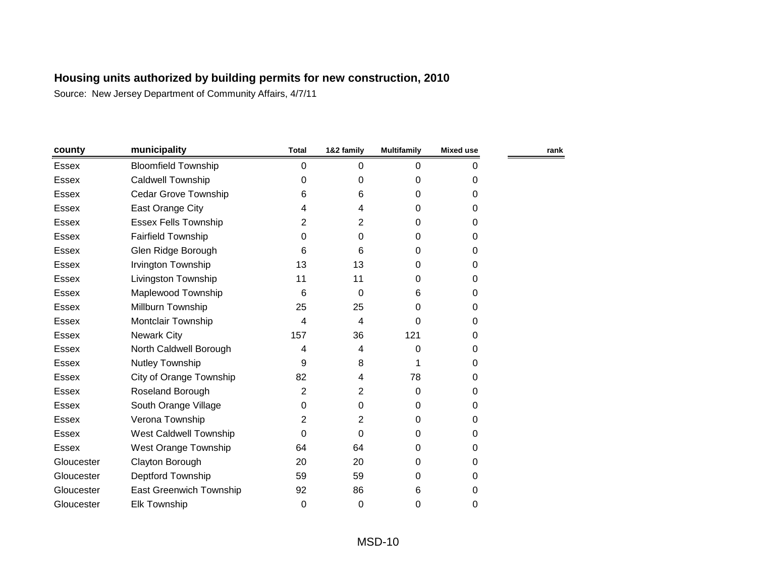## Housing units authorized by building permits for new construction, 2010

Source: New Jersey Department of Community Affairs, 4/7/11

| county | municipality | Total | 1&2 family | Multifamily | Mixed use | rank |
|---|---|---|---|---|---|---|
| Essex | Bloomfield Township | 0 | 0 | 0 | 0 | |
| Essex | Caldwell Township | 0 | 0 | 0 | 0 | |
| Essex | Cedar Grove Township | 6 | 6 | 0 | 0 | |
| Essex | East Orange City | 4 | 4 | 0 | 0 | |
| Essex | Essex Fells Township | 2 | 2 | 0 | 0 | |
| Essex | Fairfield Township | 0 | 0 | 0 | 0 | |
| Essex | Glen Ridge Borough | 6 | 6 | 0 | 0 | |
| Essex | Irvington Township | 13 | 13 | 0 | 0 | |
| Essex | Livingston Township | 11 | 11 | 0 | 0 | |
| Essex | Maplewood Township | 6 | 0 | 6 | 0 | |
| Essex | Millburn Township | 25 | 25 | 0 | 0 | |
| Essex | Montclair Township | 4 | 4 | 0 | 0 | |
| Essex | Newark City | 157 | 36 | 121 | 0 | |
| Essex | North Caldwell Borough | 4 | 4 | 0 | 0 | |
| Essex | Nutley Township | 9 | 8 | 1 | 0 | |
| Essex | City of Orange Township | 82 | 4 | 78 | 0 | |
| Essex | Roseland Borough | 2 | 2 | 0 | 0 | |
| Essex | South Orange Village | 0 | 0 | 0 | 0 | |
| Essex | Verona Township | 2 | 2 | 0 | 0 | |
| Essex | West Caldwell Township | 0 | 0 | 0 | 0 | |
| Essex | West Orange Township | 64 | 64 | 0 | 0 | |
| Gloucester | Clayton Borough | 20 | 20 | 0 | 0 | |
| Gloucester | Deptford Township | 59 | 59 | 0 | 0 | |
| Gloucester | East Greenwich Township | 92 | 86 | 6 | 0 | |
| Gloucester | Elk Township | 0 | 0 | 0 | 0 | |

MSD-10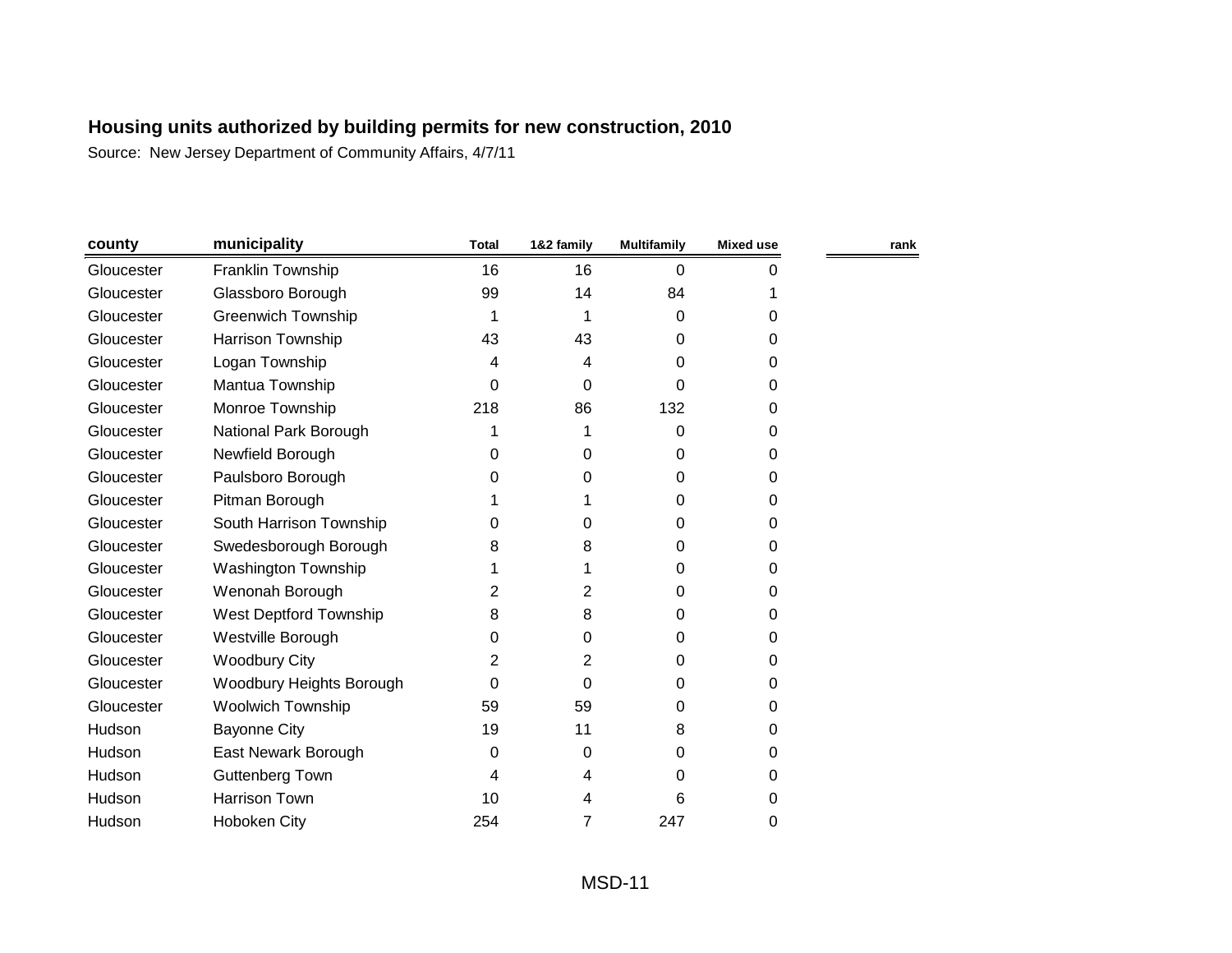**Housing units authorized by building permits for new construction, 2010**

Source: New Jersey Department of Community Affairs, 4/7/11

| county | municipality | Total | 1&2 family | Multifamily | Mixed use | rank |
|---|---|---|---|---|---|---|
| Gloucester | Franklin Township | 16 | 16 | 0 | 0 | |
| Gloucester | Glassboro Borough | 99 | 14 | 84 | 1 | |
| Gloucester | Greenwich Township | 1 | 1 | 0 | 0 | |
| Gloucester | Harrison Township | 43 | 43 | 0 | 0 | |
| Gloucester | Logan Township | 4 | 4 | 0 | 0 | |
| Gloucester | Mantua Township | 0 | 0 | 0 | 0 | |
| Gloucester | Monroe Township | 218 | 86 | 132 | 0 | |
| Gloucester | National Park Borough | 1 | 1 | 0 | 0 | |
| Gloucester | Newfield Borough | 0 | 0 | 0 | 0 | |
| Gloucester | Paulsboro Borough | 0 | 0 | 0 | 0 | |
| Gloucester | Pitman Borough | 1 | 1 | 0 | 0 | |
| Gloucester | South Harrison Township | 0 | 0 | 0 | 0 | |
| Gloucester | Swedesborough Borough | 8 | 8 | 0 | 0 | |
| Gloucester | Washington Township | 1 | 1 | 0 | 0 | |
| Gloucester | Wenonah Borough | 2 | 2 | 0 | 0 | |
| Gloucester | West Deptford Township | 8 | 8 | 0 | 0 | |
| Gloucester | Westville Borough | 0 | 0 | 0 | 0 | |
| Gloucester | Woodbury City | 2 | 2 | 0 | 0 | |
| Gloucester | Woodbury Heights Borough | 0 | 0 | 0 | 0 | |
| Gloucester | Woolwich Township | 59 | 59 | 0 | 0 | |
| Hudson | Bayonne City | 19 | 11 | 8 | 0 | |
| Hudson | East Newark Borough | 0 | 0 | 0 | 0 | |
| Hudson | Guttenberg Town | 4 | 4 | 0 | 0 | |
| Hudson | Harrison Town | 10 | 4 | 6 | 0 | |
| Hudson | Hoboken City | 254 | 7 | 247 | 0 | |

MSD-11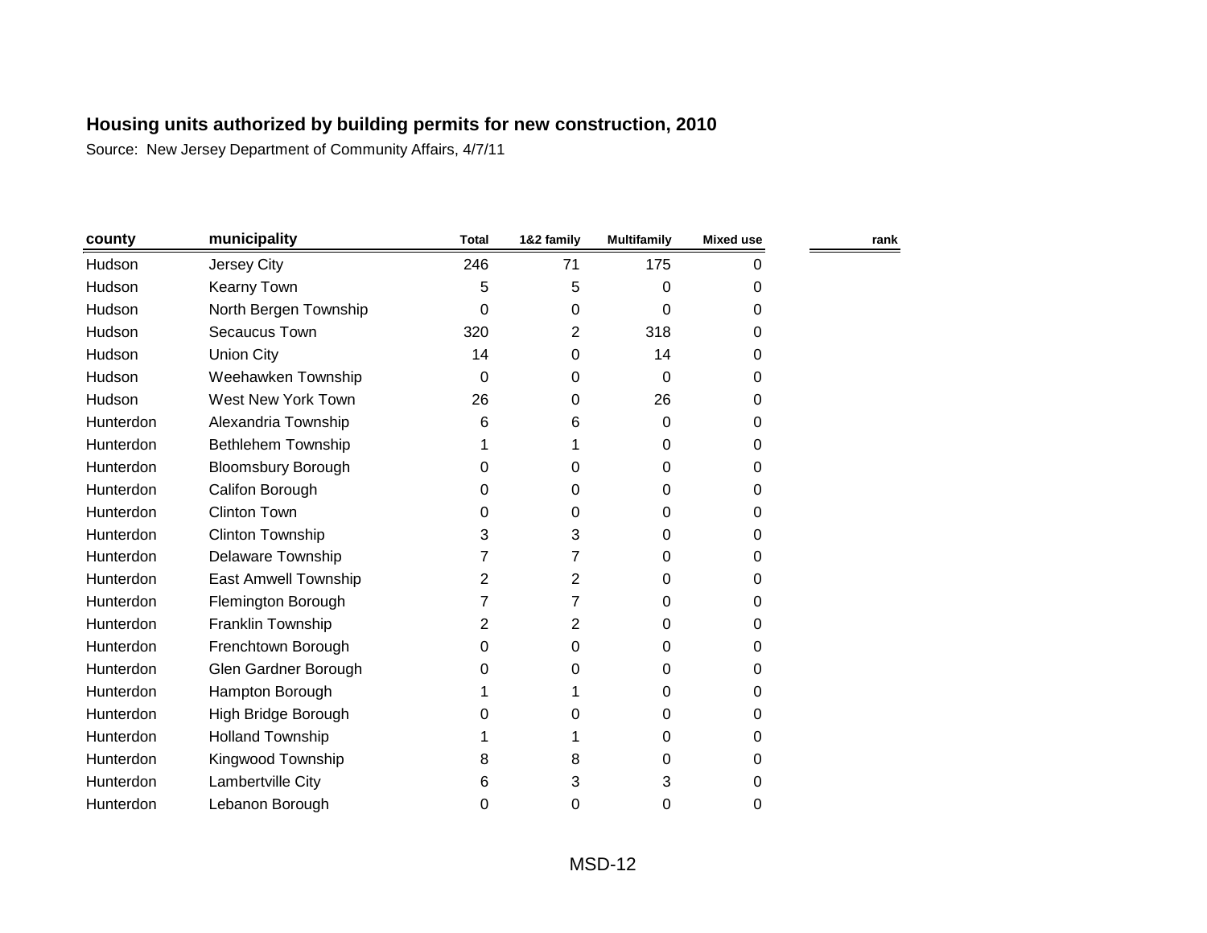## Housing units authorized by building permits for new construction, 2010

Source: New Jersey Department of Community Affairs, 4/7/11

| county | municipality | Total | 1&2 family | Multifamily | Mixed use | rank |
|---|---|---|---|---|---|---|
| Hudson | Jersey City | 246 | 71 | 175 | 0 | |
| Hudson | Kearny Town | 5 | 5 | 0 | 0 | |
| Hudson | North Bergen Township | 0 | 0 | 0 | 0 | |
| Hudson | Secaucus Town | 320 | 2 | 318 | 0 | |
| Hudson | Union City | 14 | 0 | 14 | 0 | |
| Hudson | Weehawken Township | 0 | 0 | 0 | 0 | |
| Hudson | West New York Town | 26 | 0 | 26 | 0 | |
| Hunterdon | Alexandria Township | 6 | 6 | 0 | 0 | |
| Hunterdon | Bethlehem Township | 1 | 1 | 0 | 0 | |
| Hunterdon | Bloomsbury Borough | 0 | 0 | 0 | 0 | |
| Hunterdon | Califon Borough | 0 | 0 | 0 | 0 | |
| Hunterdon | Clinton Town | 0 | 0 | 0 | 0 | |
| Hunterdon | Clinton Township | 3 | 3 | 0 | 0 | |
| Hunterdon | Delaware Township | 7 | 7 | 0 | 0 | |
| Hunterdon | East Amwell Township | 2 | 2 | 0 | 0 | |
| Hunterdon | Flemington Borough | 7 | 7 | 0 | 0 | |
| Hunterdon | Franklin Township | 2 | 2 | 0 | 0 | |
| Hunterdon | Frenchtown Borough | 0 | 0 | 0 | 0 | |
| Hunterdon | Glen Gardner Borough | 0 | 0 | 0 | 0 | |
| Hunterdon | Hampton Borough | 1 | 1 | 0 | 0 | |
| Hunterdon | High Bridge Borough | 0 | 0 | 0 | 0 | |
| Hunterdon | Holland Township | 1 | 1 | 0 | 0 | |
| Hunterdon | Kingwood Township | 8 | 8 | 0 | 0 | |
| Hunterdon | Lambertville City | 6 | 3 | 3 | 0 | |
| Hunterdon | Lebanon Borough | 0 | 0 | 0 | 0 | |

MSD-12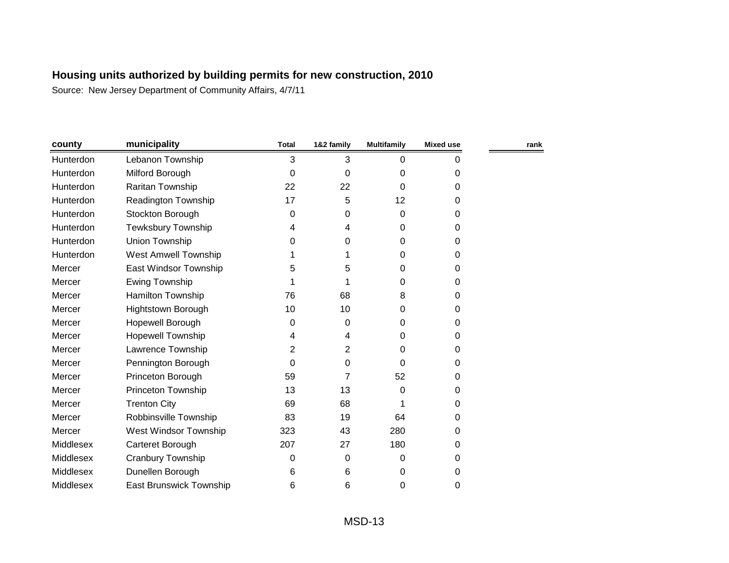**Housing units authorized by building permits for new construction, 2010**

Source: New Jersey Department of Community Affairs, 4/7/11

| county | municipality | Total | 1&2 family | Multifamily | Mixed use | rank |
|---|---|---|---|---|---|---|
| Hunterdon | Lebanon Township | 3 | 3 | 0 | 0 | |
| Hunterdon | Milford Borough | 0 | 0 | 0 | 0 | |
| Hunterdon | Raritan Township | 22 | 22 | 0 | 0 | |
| Hunterdon | Readington Township | 17 | 5 | 12 | 0 | |
| Hunterdon | Stockton Borough | 0 | 0 | 0 | 0 | |
| Hunterdon | Tewksbury Township | 4 | 4 | 0 | 0 | |
| Hunterdon | Union Township | 0 | 0 | 0 | 0 | |
| Hunterdon | West Amwell Township | 1 | 1 | 0 | 0 | |
| Mercer | East Windsor Township | 5 | 5 | 0 | 0 | |
| Mercer | Ewing Township | 1 | 1 | 0 | 0 | |
| Mercer | Hamilton Township | 76 | 68 | 8 | 0 | |
| Mercer | Hightstown Borough | 10 | 10 | 0 | 0 | |
| Mercer | Hopewell Borough | 0 | 0 | 0 | 0 | |
| Mercer | Hopewell Township | 4 | 4 | 0 | 0 | |
| Mercer | Lawrence Township | 2 | 2 | 0 | 0 | |
| Mercer | Pennington Borough | 0 | 0 | 0 | 0 | |
| Mercer | Princeton Borough | 59 | 7 | 52 | 0 | |
| Mercer | Princeton Township | 13 | 13 | 0 | 0 | |
| Mercer | Trenton City | 69 | 68 | 1 | 0 | |
| Mercer | Robbinsville Township | 83 | 19 | 64 | 0 | |
| Mercer | West Windsor Township | 323 | 43 | 280 | 0 | |
| Middlesex | Carteret Borough | 207 | 27 | 180 | 0 | |
| Middlesex | Cranbury Township | 0 | 0 | 0 | 0 | |
| Middlesex | Dunellen Borough | 6 | 6 | 0 | 0 | |
| Middlesex | East Brunswick Township | 6 | 6 | 0 | 0 | |

MSD-13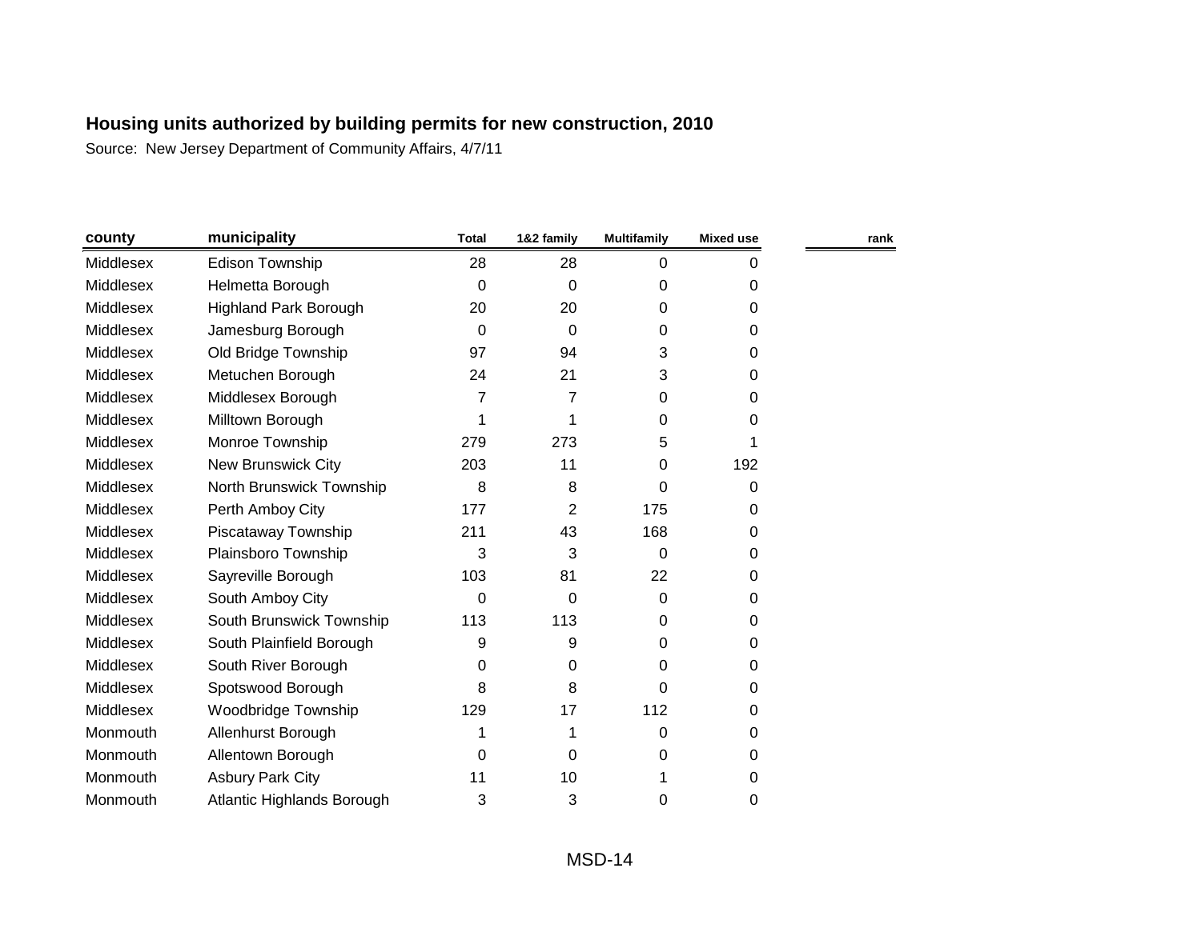## Housing units authorized by building permits for new construction, 2010

Source: New Jersey Department of Community Affairs, 4/7/11

| county | municipality | Total | 1&2 family | Multifamily | Mixed use | rank |
|---|---|---|---|---|---|---|
| Middlesex | Edison Township | 28 | 28 | 0 | 0 | |
| Middlesex | Helmetta Borough | 0 | 0 | 0 | 0 | |
| Middlesex | Highland Park Borough | 20 | 20 | 0 | 0 | |
| Middlesex | Jamesburg Borough | 0 | 0 | 0 | 0 | |
| Middlesex | Old Bridge Township | 97 | 94 | 3 | 0 | |
| Middlesex | Metuchen Borough | 24 | 21 | 3 | 0 | |
| Middlesex | Middlesex Borough | 7 | 7 | 0 | 0 | |
| Middlesex | Milltown Borough | 1 | 1 | 0 | 0 | |
| Middlesex | Monroe Township | 279 | 273 | 5 | 1 | |
| Middlesex | New Brunswick City | 203 | 11 | 0 | 192 | |
| Middlesex | North Brunswick Township | 8 | 8 | 0 | 0 | |
| Middlesex | Perth Amboy City | 177 | 2 | 175 | 0 | |
| Middlesex | Piscataway Township | 211 | 43 | 168 | 0 | |
| Middlesex | Plainsboro Township | 3 | 3 | 0 | 0 | |
| Middlesex | Sayreville Borough | 103 | 81 | 22 | 0 | |
| Middlesex | South Amboy City | 0 | 0 | 0 | 0 | |
| Middlesex | South Brunswick Township | 113 | 113 | 0 | 0 | |
| Middlesex | South Plainfield Borough | 9 | 9 | 0 | 0 | |
| Middlesex | South River Borough | 0 | 0 | 0 | 0 | |
| Middlesex | Spotswood Borough | 8 | 8 | 0 | 0 | |
| Middlesex | Woodbridge Township | 129 | 17 | 112 | 0 | |
| Monmouth | Allenhurst Borough | 1 | 1 | 0 | 0 | |
| Monmouth | Allentown Borough | 0 | 0 | 0 | 0 | |
| Monmouth | Asbury Park City | 11 | 10 | 1 | 0 | |
| Monmouth | Atlantic Highlands Borough | 3 | 3 | 0 | 0 | |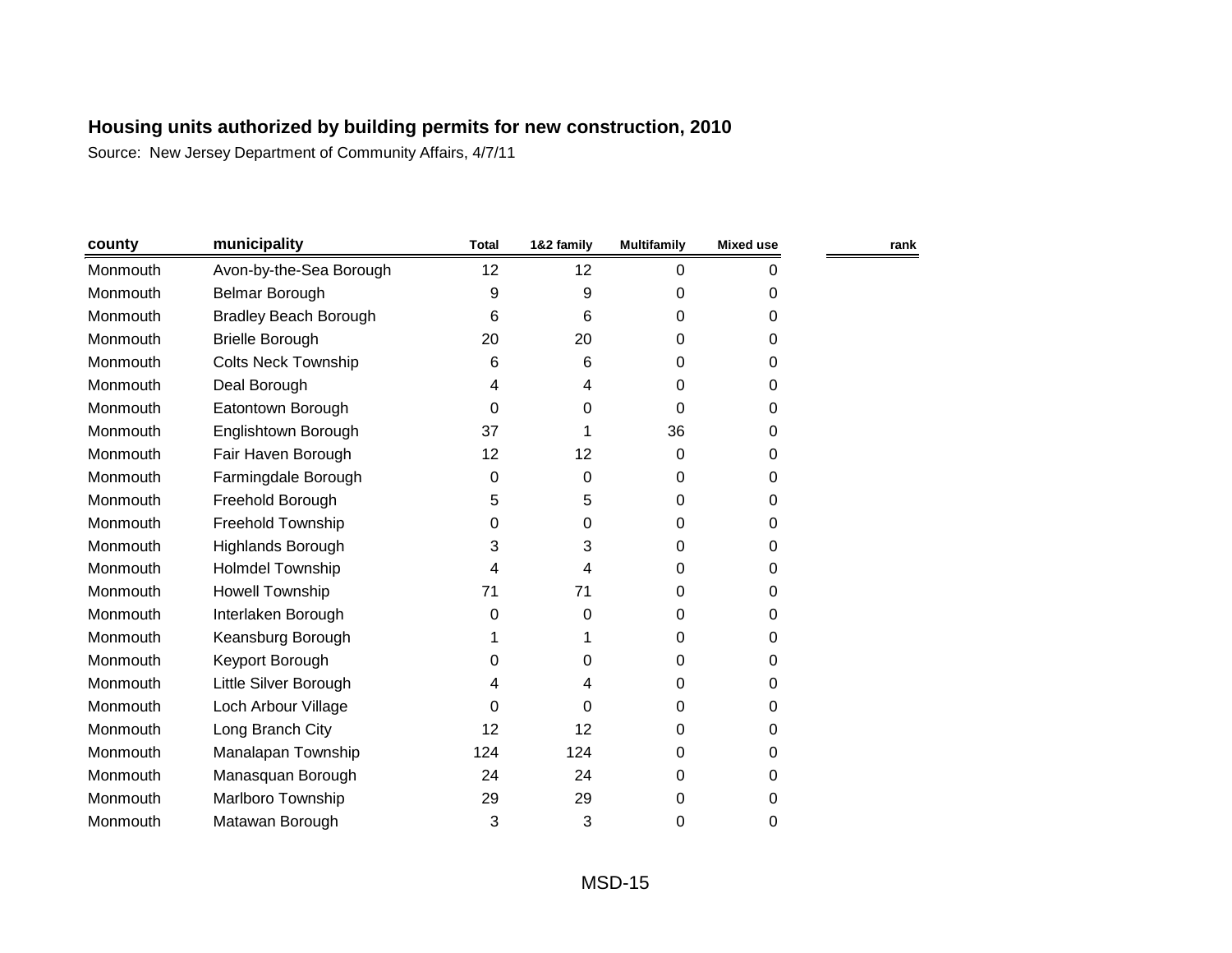**Housing units authorized by building permits for new construction, 2010**

Source: New Jersey Department of Community Affairs, 4/7/11

| county | municipality | Total | 1&2 family | Multifamily | Mixed use | rank |
|---|---|---|---|---|---|---|
| Monmouth | Avon-by-the-Sea Borough | 12 | 12 | 0 | 0 | |
| Monmouth | Belmar Borough | 9 | 9 | 0 | 0 | |
| Monmouth | Bradley Beach Borough | 6 | 6 | 0 | 0 | |
| Monmouth | Brielle Borough | 20 | 20 | 0 | 0 | |
| Monmouth | Colts Neck Township | 6 | 6 | 0 | 0 | |
| Monmouth | Deal Borough | 4 | 4 | 0 | 0 | |
| Monmouth | Eatontown Borough | 0 | 0 | 0 | 0 | |
| Monmouth | Englishtown Borough | 37 | 1 | 36 | 0 | |
| Monmouth | Fair Haven Borough | 12 | 12 | 0 | 0 | |
| Monmouth | Farmingdale Borough | 0 | 0 | 0 | 0 | |
| Monmouth | Freehold Borough | 5 | 5 | 0 | 0 | |
| Monmouth | Freehold Township | 0 | 0 | 0 | 0 | |
| Monmouth | Highlands Borough | 3 | 3 | 0 | 0 | |
| Monmouth | Holmdel Township | 4 | 4 | 0 | 0 | |
| Monmouth | Howell Township | 71 | 71 | 0 | 0 | |
| Monmouth | Interlaken Borough | 0 | 0 | 0 | 0 | |
| Monmouth | Keansburg Borough | 1 | 1 | 0 | 0 | |
| Monmouth | Keyport Borough | 0 | 0 | 0 | 0 | |
| Monmouth | Little Silver Borough | 4 | 4 | 0 | 0 | |
| Monmouth | Loch Arbour Village | 0 | 0 | 0 | 0 | |
| Monmouth | Long Branch City | 12 | 12 | 0 | 0 | |
| Monmouth | Manalapan Township | 124 | 124 | 0 | 0 | |
| Monmouth | Manasquan Borough | 24 | 24 | 0 | 0 | |
| Monmouth | Marlboro Township | 29 | 29 | 0 | 0 | |
| Monmouth | Matawan Borough | 3 | 3 | 0 | 0 | |

MSD-15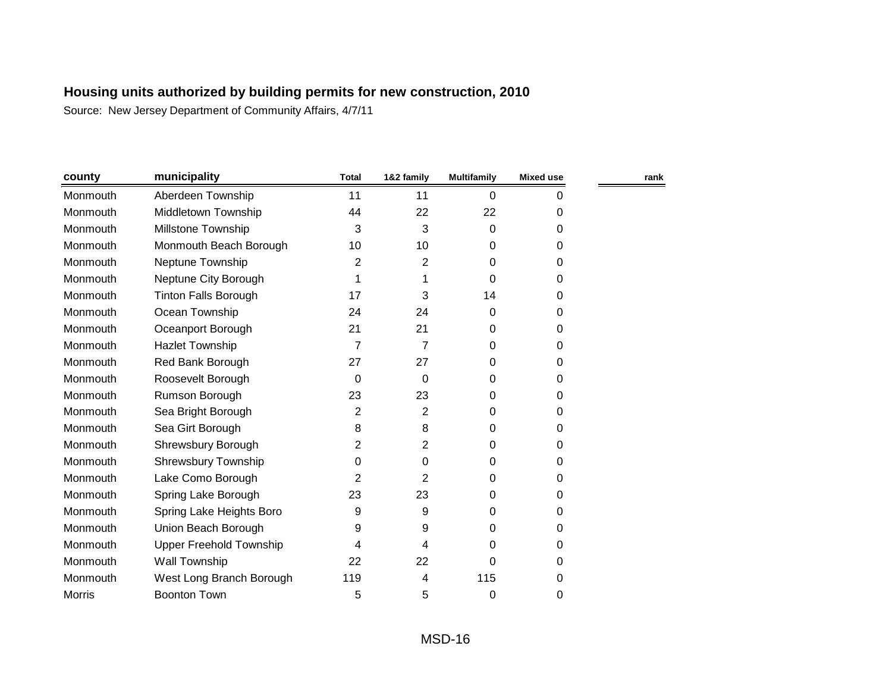## Housing units authorized by building permits for new construction, 2010

Source: New Jersey Department of Community Affairs, 4/7/11

| county | municipality | Total | 1&2 family | Multifamily | Mixed use | rank |
|---|---|---|---|---|---|---|
| Monmouth | Aberdeen Township | 11 | 11 | 0 | 0 | |
| Monmouth | Middletown Township | 44 | 22 | 22 | 0 | |
| Monmouth | Millstone Township | 3 | 3 | 0 | 0 | |
| Monmouth | Monmouth Beach Borough | 10 | 10 | 0 | 0 | |
| Monmouth | Neptune Township | 2 | 2 | 0 | 0 | |
| Monmouth | Neptune City Borough | 1 | 1 | 0 | 0 | |
| Monmouth | Tinton Falls Borough | 17 | 3 | 14 | 0 | |
| Monmouth | Ocean Township | 24 | 24 | 0 | 0 | |
| Monmouth | Oceanport Borough | 21 | 21 | 0 | 0 | |
| Monmouth | Hazlet Township | 7 | 7 | 0 | 0 | |
| Monmouth | Red Bank Borough | 27 | 27 | 0 | 0 | |
| Monmouth | Roosevelt Borough | 0 | 0 | 0 | 0 | |
| Monmouth | Rumson Borough | 23 | 23 | 0 | 0 | |
| Monmouth | Sea Bright Borough | 2 | 2 | 0 | 0 | |
| Monmouth | Sea Girt Borough | 8 | 8 | 0 | 0 | |
| Monmouth | Shrewsbury Borough | 2 | 2 | 0 | 0 | |
| Monmouth | Shrewsbury Township | 0 | 0 | 0 | 0 | |
| Monmouth | Lake Como Borough | 2 | 2 | 0 | 0 | |
| Monmouth | Spring Lake Borough | 23 | 23 | 0 | 0 | |
| Monmouth | Spring Lake Heights Boro | 9 | 9 | 0 | 0 | |
| Monmouth | Union Beach Borough | 9 | 9 | 0 | 0 | |
| Monmouth | Upper Freehold Township | 4 | 4 | 0 | 0 | |
| Monmouth | Wall Township | 22 | 22 | 0 | 0 | |
| Monmouth | West Long Branch Borough | 119 | 4 | 115 | 0 | |
| Morris | Boonton Town | 5 | 5 | 0 | 0 | |

MSD-16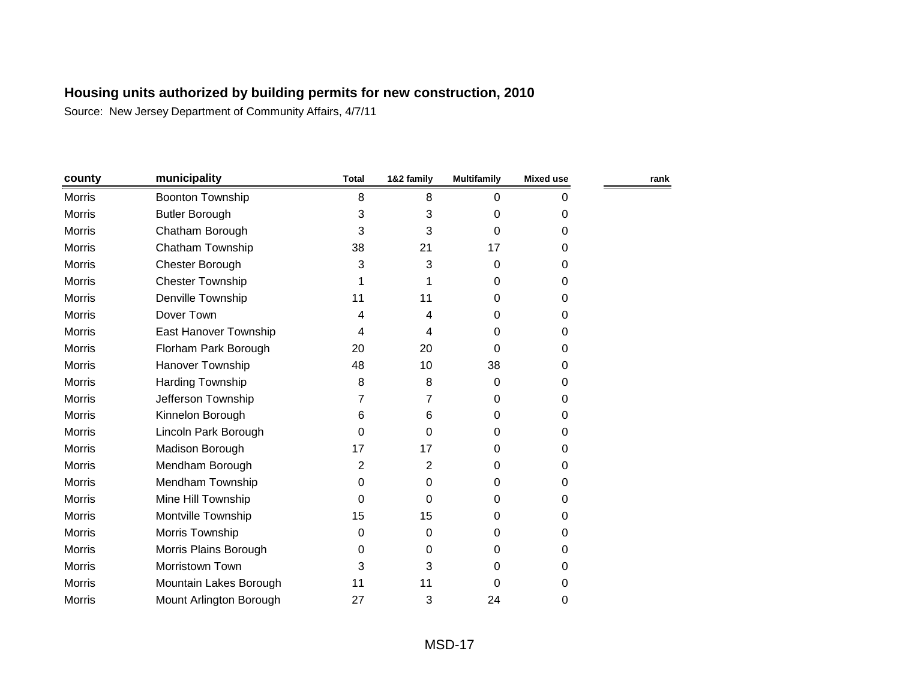## Housing units authorized by building permits for new construction, 2010

Source: New Jersey Department of Community Affairs, 4/7/11

| county | municipality | Total | 1&2 family | Multifamily | Mixed use | rank |
|---|---|---|---|---|---|---|
| Morris | Boonton Township | 8 | 8 | 0 | 0 | |
| Morris | Butler Borough | 3 | 3 | 0 | 0 | |
| Morris | Chatham Borough | 3 | 3 | 0 | 0 | |
| Morris | Chatham Township | 38 | 21 | 17 | 0 | |
| Morris | Chester Borough | 3 | 3 | 0 | 0 | |
| Morris | Chester Township | 1 | 1 | 0 | 0 | |
| Morris | Denville Township | 11 | 11 | 0 | 0 | |
| Morris | Dover Town | 4 | 4 | 0 | 0 | |
| Morris | East Hanover Township | 4 | 4 | 0 | 0 | |
| Morris | Florham Park Borough | 20 | 20 | 0 | 0 | |
| Morris | Hanover Township | 48 | 10 | 38 | 0 | |
| Morris | Harding Township | 8 | 8 | 0 | 0 | |
| Morris | Jefferson Township | 7 | 7 | 0 | 0 | |
| Morris | Kinnelon Borough | 6 | 6 | 0 | 0 | |
| Morris | Lincoln Park Borough | 0 | 0 | 0 | 0 | |
| Morris | Madison Borough | 17 | 17 | 0 | 0 | |
| Morris | Mendham Borough | 2 | 2 | 0 | 0 | |
| Morris | Mendham Township | 0 | 0 | 0 | 0 | |
| Morris | Mine Hill Township | 0 | 0 | 0 | 0 | |
| Morris | Montville Township | 15 | 15 | 0 | 0 | |
| Morris | Morris Township | 0 | 0 | 0 | 0 | |
| Morris | Morris Plains Borough | 0 | 0 | 0 | 0 | |
| Morris | Morristown Town | 3 | 3 | 0 | 0 | |
| Morris | Mountain Lakes Borough | 11 | 11 | 0 | 0 | |
| Morris | Mount Arlington Borough | 27 | 3 | 24 | 0 | |

MSD-17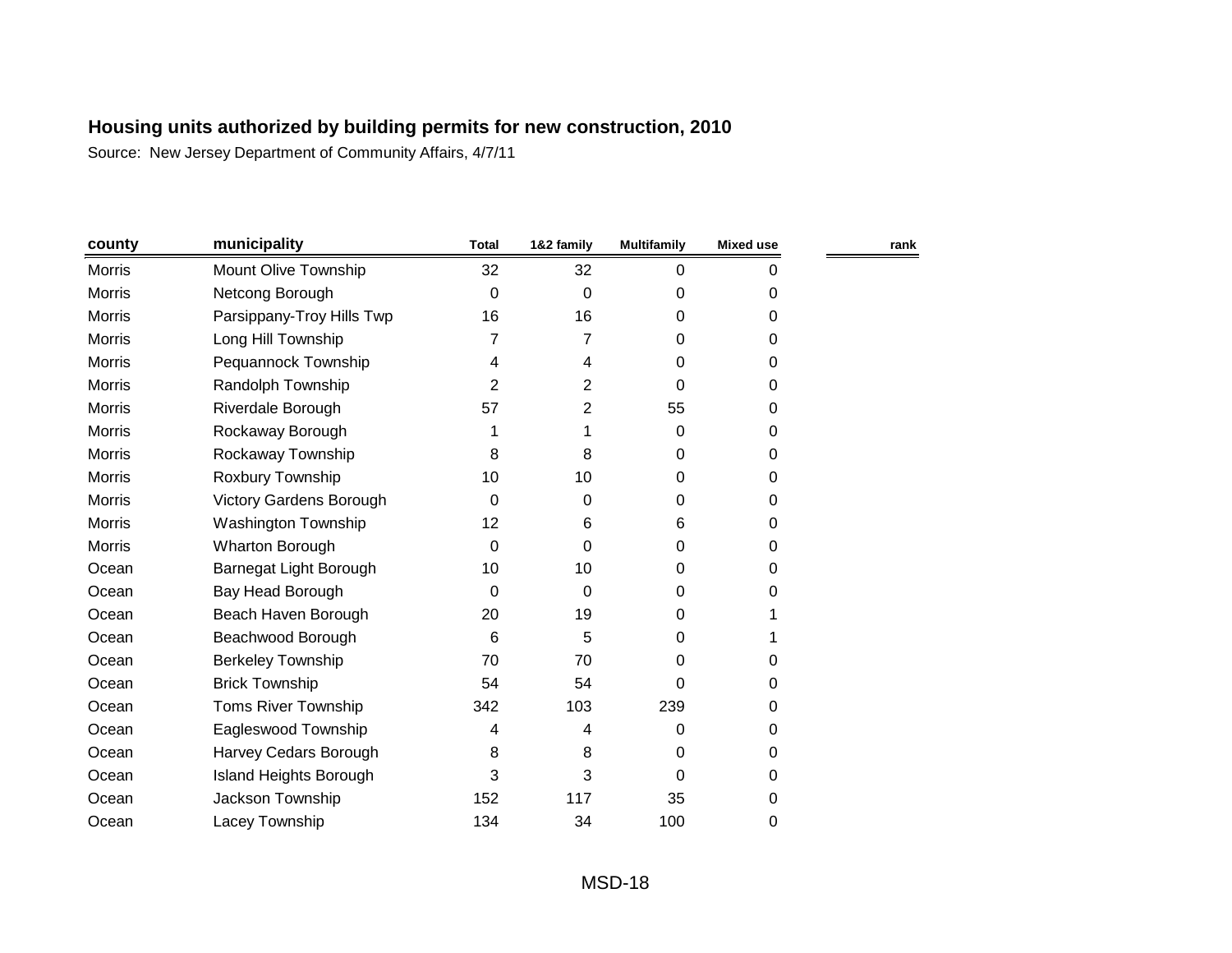## Housing units authorized by building permits for new construction, 2010

Source: New Jersey Department of Community Affairs, 4/7/11

| county | municipality | Total | 1&2 family | Multifamily | Mixed use | rank |
|---|---|---|---|---|---|---|
| Morris | Mount Olive Township | 32 | 32 | 0 | 0 | |
| Morris | Netcong Borough | 0 | 0 | 0 | 0 | |
| Morris | Parsippany-Troy Hills Twp | 16 | 16 | 0 | 0 | |
| Morris | Long Hill Township | 7 | 7 | 0 | 0 | |
| Morris | Pequannock Township | 4 | 4 | 0 | 0 | |
| Morris | Randolph Township | 2 | 2 | 0 | 0 | |
| Morris | Riverdale Borough | 57 | 2 | 55 | 0 | |
| Morris | Rockaway Borough | 1 | 1 | 0 | 0 | |
| Morris | Rockaway Township | 8 | 8 | 0 | 0 | |
| Morris | Roxbury Township | 10 | 10 | 0 | 0 | |
| Morris | Victory Gardens Borough | 0 | 0 | 0 | 0 | |
| Morris | Washington Township | 12 | 6 | 6 | 0 | |
| Morris | Wharton Borough | 0 | 0 | 0 | 0 | |
| Ocean | Barnegat Light Borough | 10 | 10 | 0 | 0 | |
| Ocean | Bay Head Borough | 0 | 0 | 0 | 0 | |
| Ocean | Beach Haven Borough | 20 | 19 | 0 | 1 | |
| Ocean | Beachwood Borough | 6 | 5 | 0 | 1 | |
| Ocean | Berkeley Township | 70 | 70 | 0 | 0 | |
| Ocean | Brick Township | 54 | 54 | 0 | 0 | |
| Ocean | Toms River Township | 342 | 103 | 239 | 0 | |
| Ocean | Eagleswood Township | 4 | 4 | 0 | 0 | |
| Ocean | Harvey Cedars Borough | 8 | 8 | 0 | 0 | |
| Ocean | Island Heights Borough | 3 | 3 | 0 | 0 | |
| Ocean | Jackson Township | 152 | 117 | 35 | 0 | |
| Ocean | Lacey Township | 134 | 34 | 100 | 0 | |

MSD-18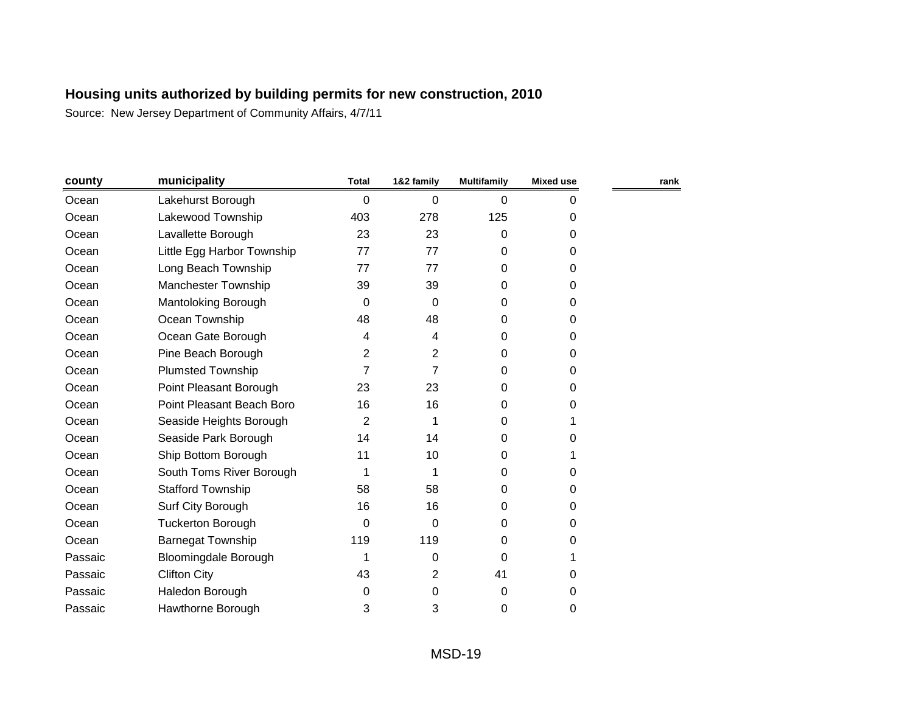## Housing units authorized by building permits for new construction, 2010

Source: New Jersey Department of Community Affairs, 4/7/11

| county | municipality | Total | 1&2 family | Multifamily | Mixed use | rank |
|---|---|---|---|---|---|---|
| Ocean | Lakehurst Borough | 0 | 0 | 0 | 0 | |
| Ocean | Lakewood Township | 403 | 278 | 125 | 0 | |
| Ocean | Lavallette Borough | 23 | 23 | 0 | 0 | |
| Ocean | Little Egg Harbor Township | 77 | 77 | 0 | 0 | |
| Ocean | Long Beach Township | 77 | 77 | 0 | 0 | |
| Ocean | Manchester Township | 39 | 39 | 0 | 0 | |
| Ocean | Mantoloking Borough | 0 | 0 | 0 | 0 | |
| Ocean | Ocean Township | 48 | 48 | 0 | 0 | |
| Ocean | Ocean Gate Borough | 4 | 4 | 0 | 0 | |
| Ocean | Pine Beach Borough | 2 | 2 | 0 | 0 | |
| Ocean | Plumsted Township | 7 | 7 | 0 | 0 | |
| Ocean | Point Pleasant Borough | 23 | 23 | 0 | 0 | |
| Ocean | Point Pleasant Beach Boro | 16 | 16 | 0 | 0 | |
| Ocean | Seaside Heights Borough | 2 | 1 | 0 | 1 | |
| Ocean | Seaside Park Borough | 14 | 14 | 0 | 0 | |
| Ocean | Ship Bottom Borough | 11 | 10 | 0 | 1 | |
| Ocean | South Toms River Borough | 1 | 1 | 0 | 0 | |
| Ocean | Stafford Township | 58 | 58 | 0 | 0 | |
| Ocean | Surf City Borough | 16 | 16 | 0 | 0 | |
| Ocean | Tuckerton Borough | 0 | 0 | 0 | 0 | |
| Ocean | Barnegat Township | 119 | 119 | 0 | 0 | |
| Passaic | Bloomingdale Borough | 1 | 0 | 0 | 1 | |
| Passaic | Clifton City | 43 | 2 | 41 | 0 | |
| Passaic | Haledon Borough | 0 | 0 | 0 | 0 | |
| Passaic | Hawthorne Borough | 3 | 3 | 0 | 0 | |

MSD-19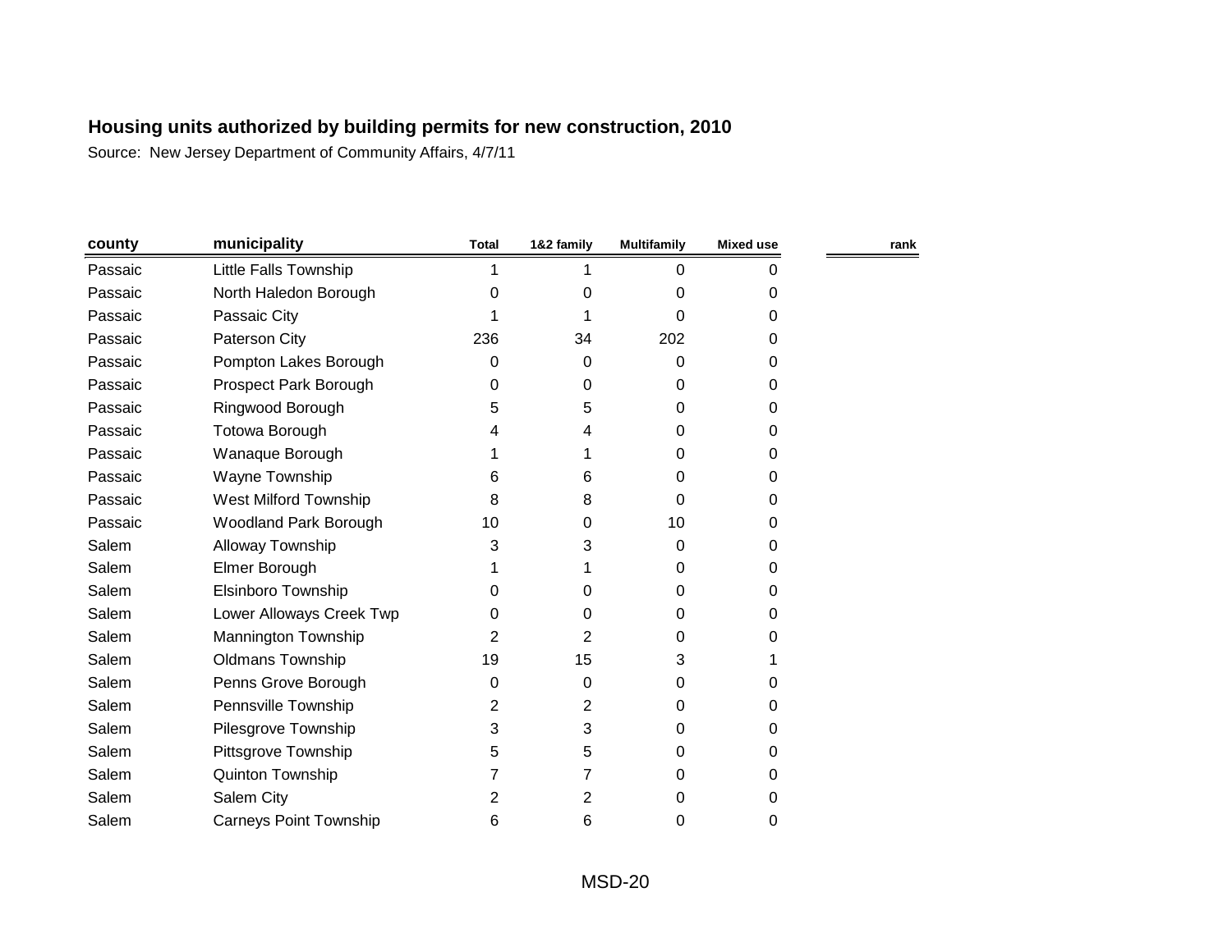## Housing units authorized by building permits for new construction, 2010

Source: New Jersey Department of Community Affairs, 4/7/11

| county | municipality | Total | 1&2 family | Multifamily | Mixed use | rank |
|---|---|---|---|---|---|---|
| Passaic | Little Falls Township | 1 | 1 | 0 | 0 | |
| Passaic | North Haledon Borough | 0 | 0 | 0 | 0 | |
| Passaic | Passaic City | 1 | 1 | 0 | 0 | |
| Passaic | Paterson City | 236 | 34 | 202 | 0 | |
| Passaic | Pompton Lakes Borough | 0 | 0 | 0 | 0 | |
| Passaic | Prospect Park Borough | 0 | 0 | 0 | 0 | |
| Passaic | Ringwood Borough | 5 | 5 | 0 | 0 | |
| Passaic | Totowa Borough | 4 | 4 | 0 | 0 | |
| Passaic | Wanaque Borough | 1 | 1 | 0 | 0 | |
| Passaic | Wayne Township | 6 | 6 | 0 | 0 | |
| Passaic | West Milford Township | 8 | 8 | 0 | 0 | |
| Passaic | Woodland Park Borough | 10 | 0 | 10 | 0 | |
| Salem | Alloway Township | 3 | 3 | 0 | 0 | |
| Salem | Elmer Borough | 1 | 1 | 0 | 0 | |
| Salem | Elsinboro Township | 0 | 0 | 0 | 0 | |
| Salem | Lower Alloways Creek Twp | 0 | 0 | 0 | 0 | |
| Salem | Mannington Township | 2 | 2 | 0 | 0 | |
| Salem | Oldmans Township | 19 | 15 | 3 | 1 | |
| Salem | Penns Grove Borough | 0 | 0 | 0 | 0 | |
| Salem | Pennsville Township | 2 | 2 | 0 | 0 | |
| Salem | Pilesgrove Township | 3 | 3 | 0 | 0 | |
| Salem | Pittsgrove Township | 5 | 5 | 0 | 0 | |
| Salem | Quinton Township | 7 | 7 | 0 | 0 | |
| Salem | Salem City | 2 | 2 | 0 | 0 | |
| Salem | Carneys Point Township | 6 | 6 | 0 | 0 | |

MSD-20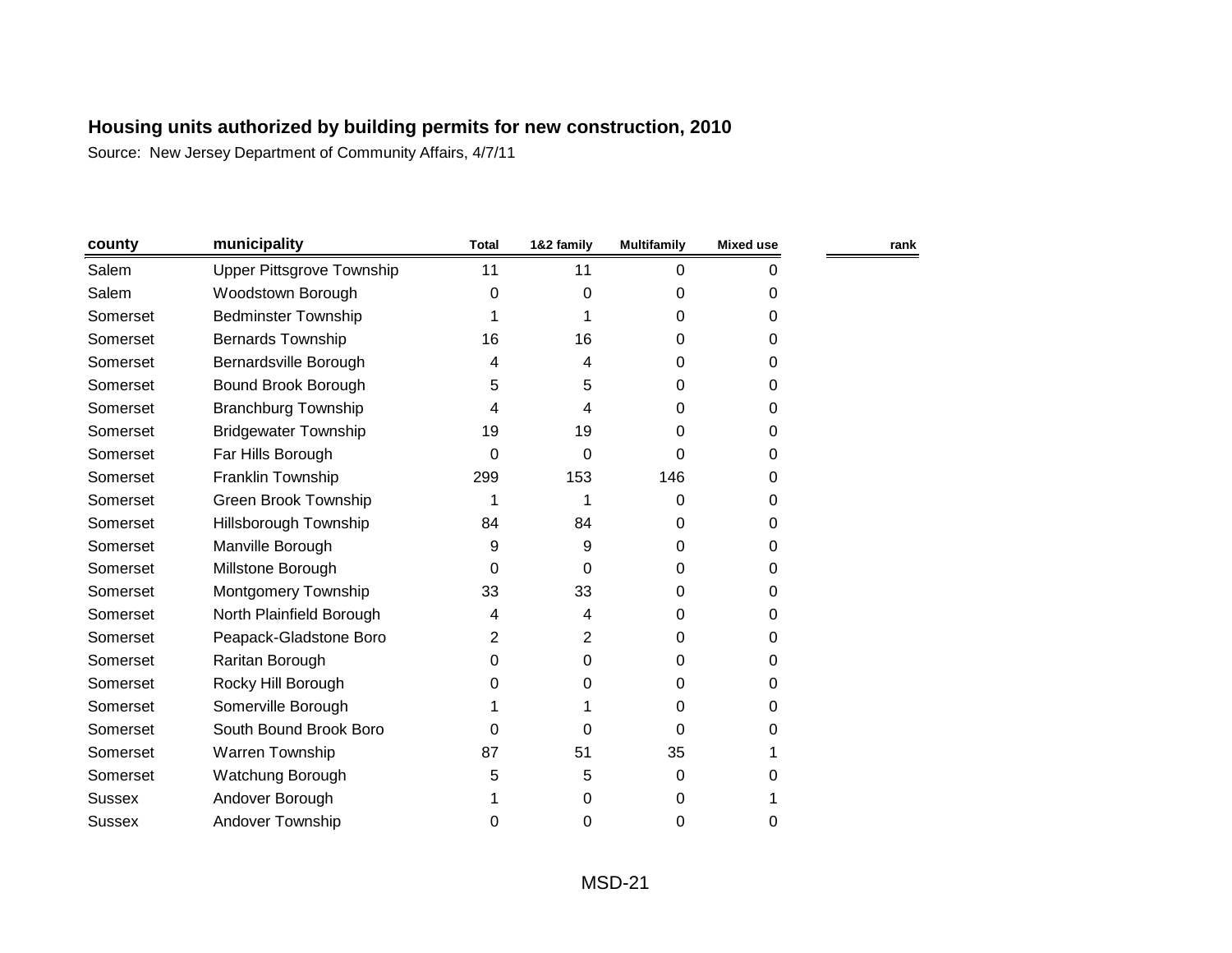**Housing units authorized by building permits for new construction, 2010**

Source: New Jersey Department of Community Affairs, 4/7/11

| county | municipality | Total | 1&2 family | Multifamily | Mixed use | rank |
|---|---|---|---|---|---|---|
| Salem | Upper Pittsgrove Township | 11 | 11 | 0 | 0 | |
| Salem | Woodstown Borough | 0 | 0 | 0 | 0 | |
| Somerset | Bedminster Township | 1 | 1 | 0 | 0 | |
| Somerset | Bernards Township | 16 | 16 | 0 | 0 | |
| Somerset | Bernardsville Borough | 4 | 4 | 0 | 0 | |
| Somerset | Bound Brook Borough | 5 | 5 | 0 | 0 | |
| Somerset | Branchburg Township | 4 | 4 | 0 | 0 | |
| Somerset | Bridgewater Township | 19 | 19 | 0 | 0 | |
| Somerset | Far Hills Borough | 0 | 0 | 0 | 0 | |
| Somerset | Franklin Township | 299 | 153 | 146 | 0 | |
| Somerset | Green Brook Township | 1 | 1 | 0 | 0 | |
| Somerset | Hillsborough Township | 84 | 84 | 0 | 0 | |
| Somerset | Manville Borough | 9 | 9 | 0 | 0 | |
| Somerset | Millstone Borough | 0 | 0 | 0 | 0 | |
| Somerset | Montgomery Township | 33 | 33 | 0 | 0 | |
| Somerset | North Plainfield Borough | 4 | 4 | 0 | 0 | |
| Somerset | Peapack-Gladstone Boro | 2 | 2 | 0 | 0 | |
| Somerset | Raritan Borough | 0 | 0 | 0 | 0 | |
| Somerset | Rocky Hill Borough | 0 | 0 | 0 | 0 | |
| Somerset | Somerville Borough | 1 | 1 | 0 | 0 | |
| Somerset | South Bound Brook Boro | 0 | 0 | 0 | 0 | |
| Somerset | Warren Township | 87 | 51 | 35 | 1 | |
| Somerset | Watchung Borough | 5 | 5 | 0 | 0 | |
| Sussex | Andover Borough | 1 | 0 | 0 | 1 | |
| Sussex | Andover Township | 0 | 0 | 0 | 0 | |

MSD-21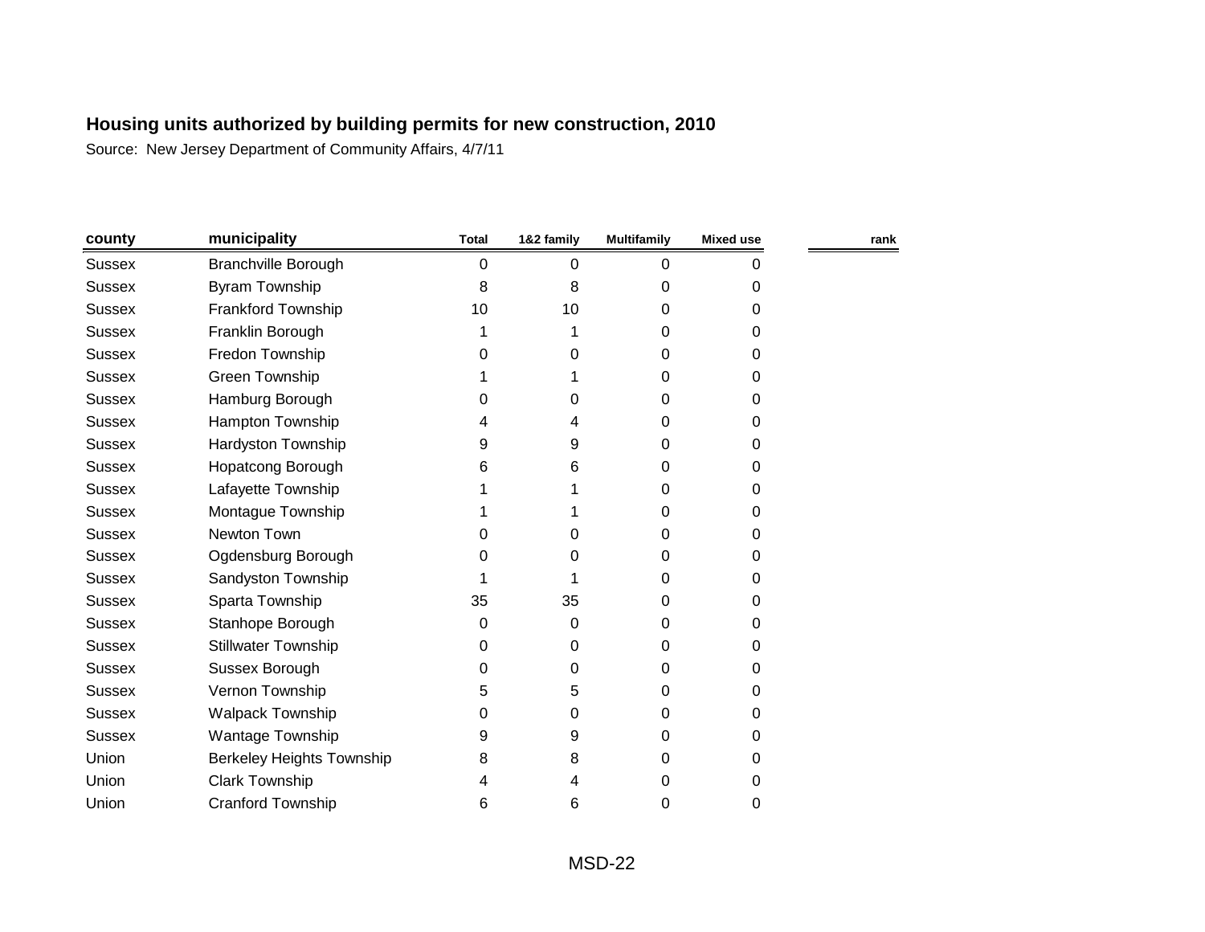**Housing units authorized by building permits for new construction, 2010**

Source: New Jersey Department of Community Affairs, 4/7/11

| county | municipality | Total | 1&2 family | Multifamily | Mixed use | rank |
|---|---|---|---|---|---|---|
| Sussex | Branchville Borough | 0 | 0 | 0 | 0 | |
| Sussex | Byram Township | 8 | 8 | 0 | 0 | |
| Sussex | Frankford Township | 10 | 10 | 0 | 0 | |
| Sussex | Franklin Borough | 1 | 1 | 0 | 0 | |
| Sussex | Fredon Township | 0 | 0 | 0 | 0 | |
| Sussex | Green Township | 1 | 1 | 0 | 0 | |
| Sussex | Hamburg Borough | 0 | 0 | 0 | 0 | |
| Sussex | Hampton Township | 4 | 4 | 0 | 0 | |
| Sussex | Hardyston Township | 9 | 9 | 0 | 0 | |
| Sussex | Hopatcong Borough | 6 | 6 | 0 | 0 | |
| Sussex | Lafayette Township | 1 | 1 | 0 | 0 | |
| Sussex | Montague Township | 1 | 1 | 0 | 0 | |
| Sussex | Newton Town | 0 | 0 | 0 | 0 | |
| Sussex | Ogdensburg Borough | 0 | 0 | 0 | 0 | |
| Sussex | Sandyston Township | 1 | 1 | 0 | 0 | |
| Sussex | Sparta Township | 35 | 35 | 0 | 0 | |
| Sussex | Stanhope Borough | 0 | 0 | 0 | 0 | |
| Sussex | Stillwater Township | 0 | 0 | 0 | 0 | |
| Sussex | Sussex Borough | 0 | 0 | 0 | 0 | |
| Sussex | Vernon Township | 5 | 5 | 0 | 0 | |
| Sussex | Walpack Township | 0 | 0 | 0 | 0 | |
| Sussex | Wantage Township | 9 | 9 | 0 | 0 | |
| Union | Berkeley Heights Township | 8 | 8 | 0 | 0 | |
| Union | Clark Township | 4 | 4 | 0 | 0 | |
| Union | Cranford Township | 6 | 6 | 0 | 0 | |

MSD-22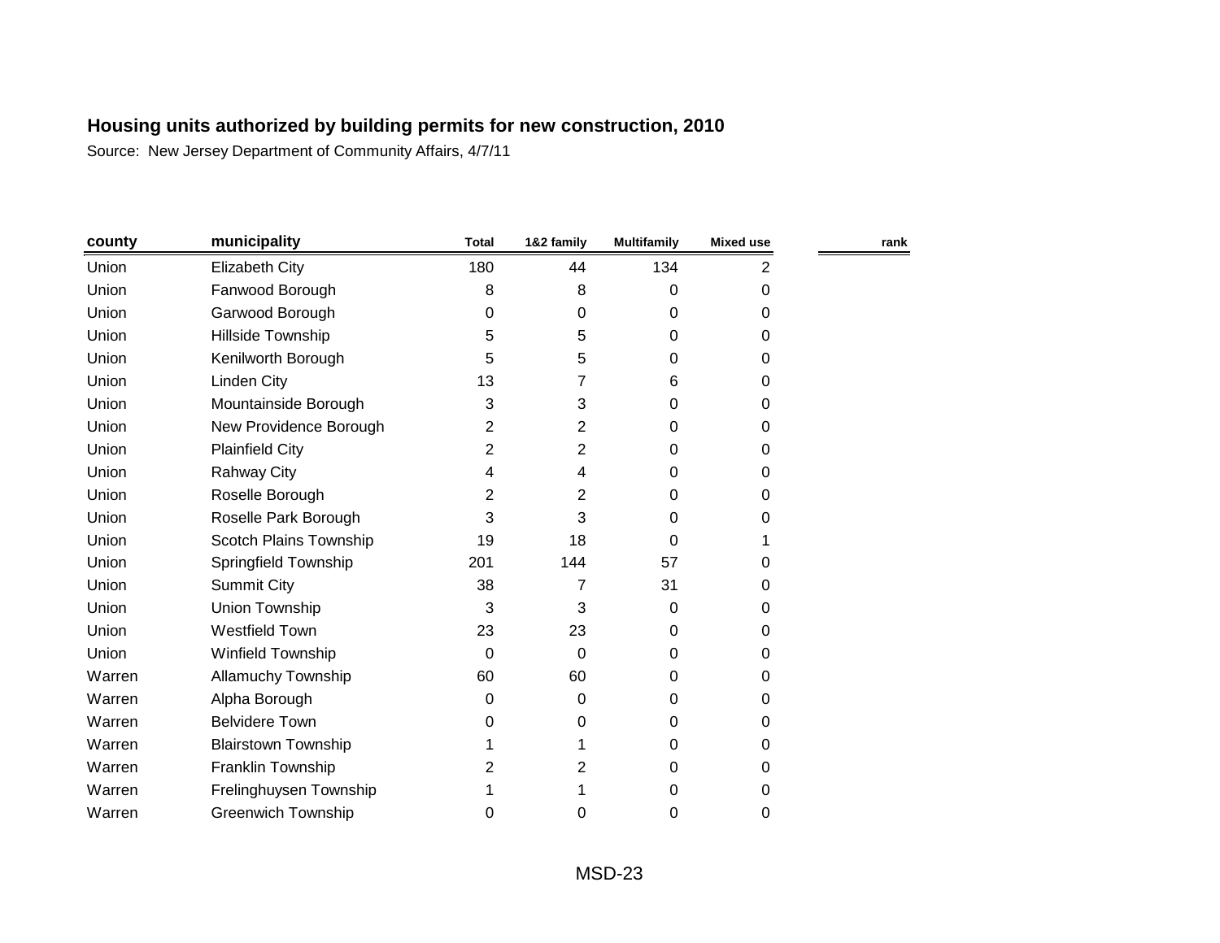# Housing units authorized by building permits for new construction, 2010

Source: New Jersey Department of Community Affairs, 4/7/11

| county | municipality | Total | 1&2 family | Multifamily | Mixed use | rank |
|---|---|---|---|---|---|---|
| Union | Elizabeth City | 180 | 44 | 134 | 2 | |
| Union | Fanwood Borough | 8 | 8 | 0 | 0 | |
| Union | Garwood Borough | 0 | 0 | 0 | 0 | |
| Union | Hillside Township | 5 | 5 | 0 | 0 | |
| Union | Kenilworth Borough | 5 | 5 | 0 | 0 | |
| Union | Linden City | 13 | 7 | 6 | 0 | |
| Union | Mountainside Borough | 3 | 3 | 0 | 0 | |
| Union | New Providence Borough | 2 | 2 | 0 | 0 | |
| Union | Plainfield City | 2 | 2 | 0 | 0 | |
| Union | Rahway City | 4 | 4 | 0 | 0 | |
| Union | Roselle Borough | 2 | 2 | 0 | 0 | |
| Union | Roselle Park Borough | 3 | 3 | 0 | 0 | |
| Union | Scotch Plains Township | 19 | 18 | 0 | 1 | |
| Union | Springfield Township | 201 | 144 | 57 | 0 | |
| Union | Summit City | 38 | 7 | 31 | 0 | |
| Union | Union Township | 3 | 3 | 0 | 0 | |
| Union | Westfield Town | 23 | 23 | 0 | 0 | |
| Union | Winfield Township | 0 | 0 | 0 | 0 | |
| Warren | Allamuchy Township | 60 | 60 | 0 | 0 | |
| Warren | Alpha Borough | 0 | 0 | 0 | 0 | |
| Warren | Belvidere Town | 0 | 0 | 0 | 0 | |
| Warren | Blairstown Township | 1 | 1 | 0 | 0 | |
| Warren | Franklin Township | 2 | 2 | 0 | 0 | |
| Warren | Frelinghuysen Township | 1 | 1 | 0 | 0 | |
| Warren | Greenwich Township | 0 | 0 | 0 | 0 | |

MSD-23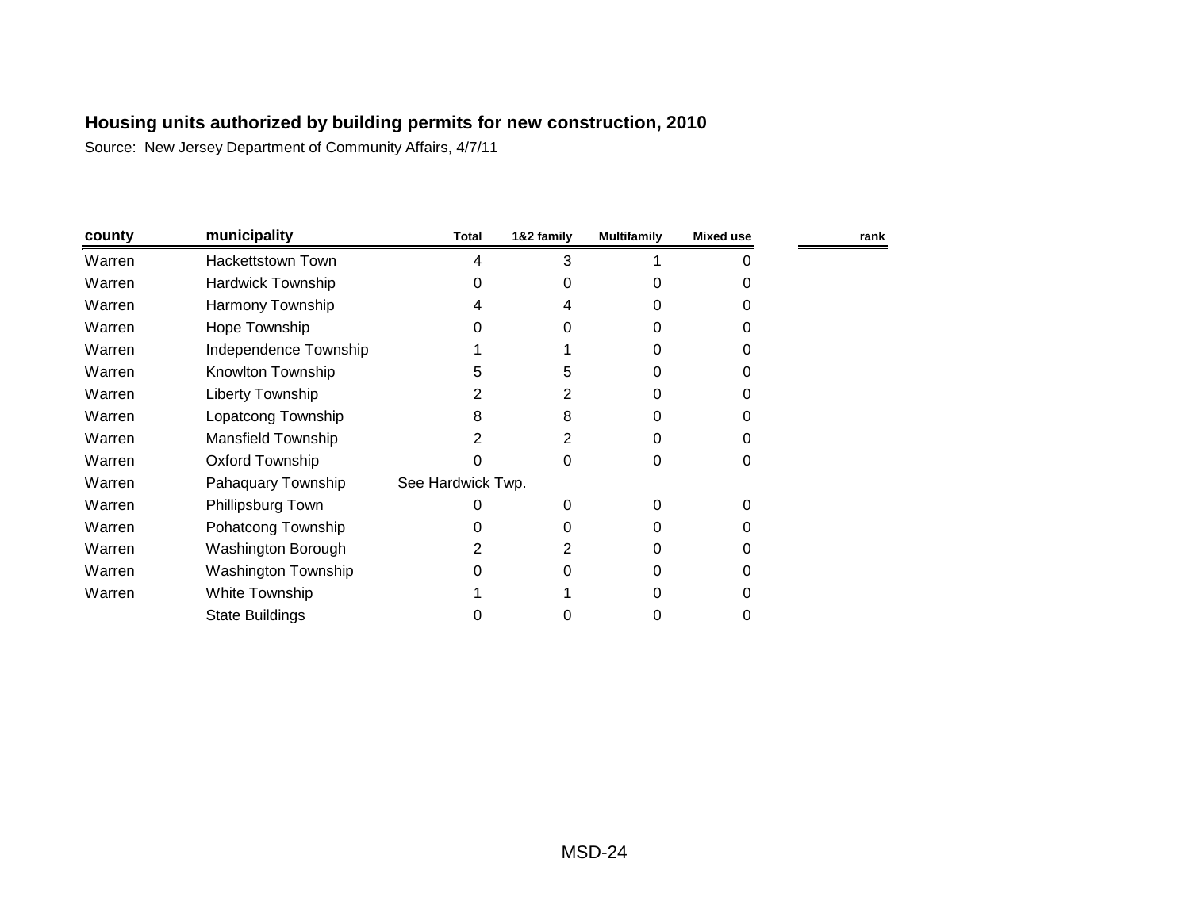# Housing units authorized by building permits for new construction, 2010

Source: New Jersey Department of Community Affairs, 4/7/11

| county | municipality | Total | 1&2 family | Multifamily | Mixed use | rank |
|---|---|---|---|---|---|---|
| Warren | Hackettstown Town | 4 | 3 | 1 | 0 | |
| Warren | Hardwick Township | 0 | 0 | 0 | 0 | |
| Warren | Harmony Township | 4 | 4 | 0 | 0 | |
| Warren | Hope Township | 0 | 0 | 0 | 0 | |
| Warren | Independence Township | 1 | 1 | 0 | 0 | |
| Warren | Knowlton Township | 5 | 5 | 0 | 0 | |
| Warren | Liberty Township | 2 | 2 | 0 | 0 | |
| Warren | Lopatcong Township | 8 | 8 | 0 | 0 | |
| Warren | Mansfield Township | 2 | 2 | 0 | 0 | |
| Warren | Oxford Township | 0 | 0 | 0 | 0 | |
| Warren | Pahaquary Township | See Hardwick Twp. | | | | |
| Warren | Phillipsburg Town | 0 | 0 | 0 | 0 | |
| Warren | Pohatcong Township | 0 | 0 | 0 | 0 | |
| Warren | Washington Borough | 2 | 2 | 0 | 0 | |
| Warren | Washington Township | 0 | 0 | 0 | 0 | |
| Warren | White Township | 1 | 1 | 0 | 0 | |
| | State Buildings | 0 | 0 | 0 | 0 | |

MSD-24